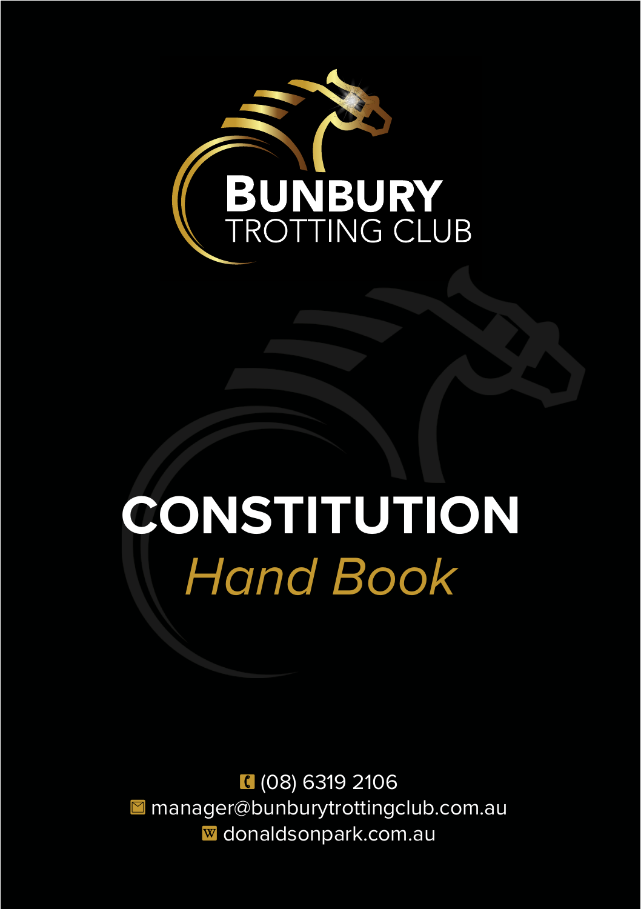**BUNBURY**
TROTTING CLUB

# CONSTITUTION

## *Hand Book*

(08) 6319 2106
manager@bunburytrottingclub.com.au
donaldsonpark.com.au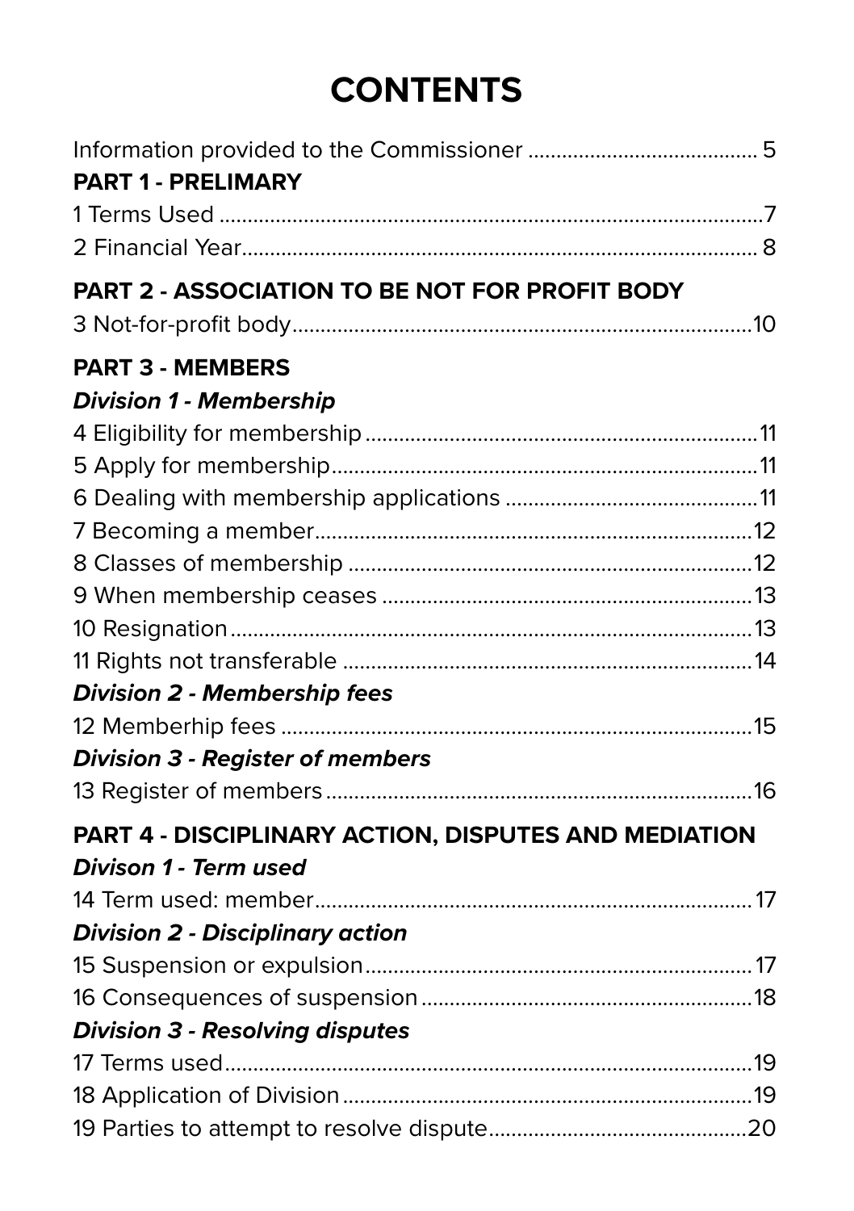# CONTENTS

Information provided to the Commissioner ........................................ 5

**PART 1 - PRELIMARY**

1 Terms Used ........................................................................................7

2 Financial Year...................................................................................... 8

**PART 2 - ASSOCIATION TO BE NOT FOR PROFIT BODY**

3 Not-for-profit body...............................................................................10

**PART 3 - MEMBERS**

***Division 1 - Membership***

4 Eligibility for membership.....................................................................11

5 Apply for membership..........................................................................11

6 Dealing with membership applications ............................................11

7 Becoming a member............................................................................12

8 Classes of membership .......................................................................12

9 When membership ceases .................................................................13

10 Resignation...........................................................................................13

11 Rights not transferable ........................................................................14

***Division 2 - Membership fees***

12 Memberhip fees ...................................................................................15

***Division 3 - Register of members***

13 Register of members...........................................................................16

**PART 4 - DISCIPLINARY ACTION, DISPUTES AND MEDIATION**

***Divison 1 - Term used***

14 Term used: member............................................................................ 17

***Division 2 - Disciplinary action***

15 Suspension or expulsion..................................................................... 17

16 Consequences of suspension...........................................................18

***Division 3 - Resolving disputes***

17 Terms used.............................................................................................19

18 Application of Division.......................................................................19

19 Parties to attempt to resolve dispute.............................................20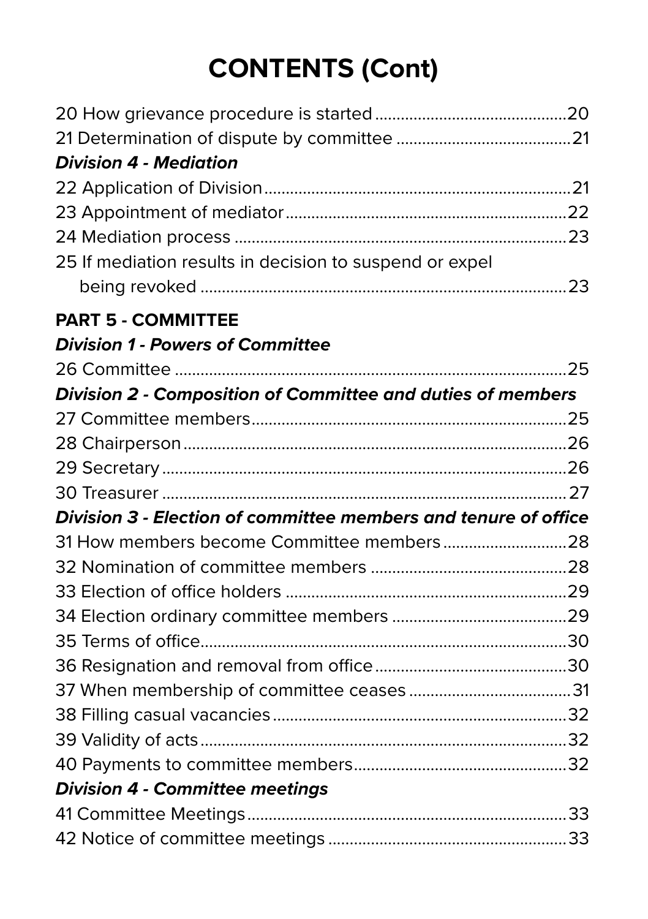# CONTENTS (Cont)

20 How grievance procedure is started ............................................20
21 Determination of dispute by committee ........................................21

***Division 4 - Mediation***

22 Application of Division.......................................................................21
23 Appointment of mediator.................................................................22
24 Mediation process .............................................................................23
25 If mediation results in decision to suspend or expel being revoked .....................................................................................23

**PART 5 - COMMITTEE**

***Division 1 - Powers of Committee***

26 Committee ...........................................................................................25

***Division 2 - Composition of Committee and duties of members***

27 Committee members........................................................................25
28 Chairperson.........................................................................................26
29 Secretary..............................................................................................26
30 Treasurer ..............................................................................................27

***Division 3 - Election of committee members and tenure of office***

31 How members become Committee members.............................28
32 Nomination of committee members .............................................28
33 Election of office holders .................................................................29
34 Election ordinary committee members .........................................29
35 Terms of office.....................................................................................30
36 Resignation and removal from office.............................................30
37 When membership of committee ceases ......................................31
38 Filling casual vacancies.....................................................................32
39 Validity of acts......................................................................................32
40 Payments to committee members..................................................32

***Division 4 - Committee meetings***

41 Committee Meetings..........................................................................33
42 Notice of committee meetings .......................................................33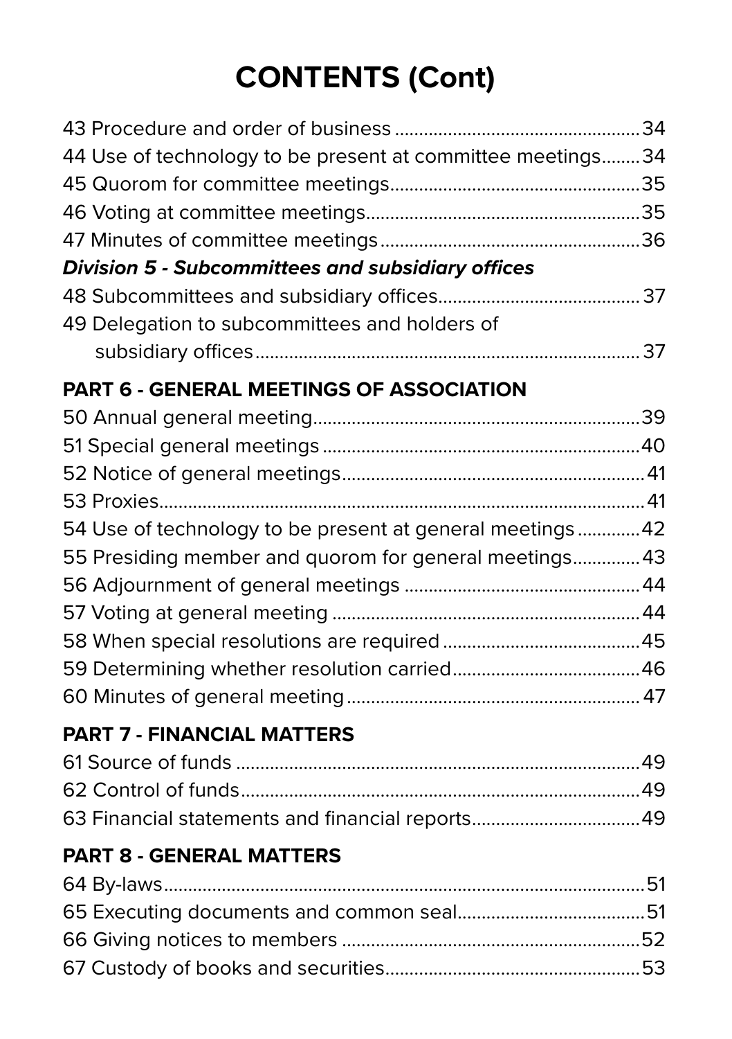# CONTENTS (Cont)

43 Procedure and order of business .................................................. 34
44 Use of technology to be present at committee meetings........ 34
45 Quorom for committee meetings.................................................. 35
46 Voting at committee meetings....................................................... 35
47 Minutes of committee meetings.................................................... 36

***Division 5 - Subcommittees and subsidiary offices***

48 Subcommittees and subsidiary offices......................................... 37
49 Delegation to subcommittees and holders of subsidiary offices................................................................................. 37

## PART 6 - GENERAL MEETINGS OF ASSOCIATION

50 Annual general meeting.................................................................. 39
51 Special general meetings ................................................................ 40
52 Notice of general meetings............................................................ 41
53 Proxies................................................................................................. 41
54 Use of technology to be present at general meetings ............ 42
55 Presiding member and quorom for general meetings............. 43
56 Adjournment of general meetings ................................................ 44
57 Voting at general meeting ............................................................... 44
58 When special resolutions are required ........................................ 45
59 Determining whether resolution carried...................................... 46
60 Minutes of general meeting............................................................ 47

## PART 7 - FINANCIAL MATTERS

61 Source of funds .................................................................................. 49
62 Control of funds.................................................................................. 49
63 Financial statements and financial reports.................................. 49

## PART 8 - GENERAL MATTERS

64 By-laws................................................................................................. 51
65 Executing documents and common seal...................................... 51
66 Giving notices to members ............................................................ 52
67 Custody of books and securities.................................................... 53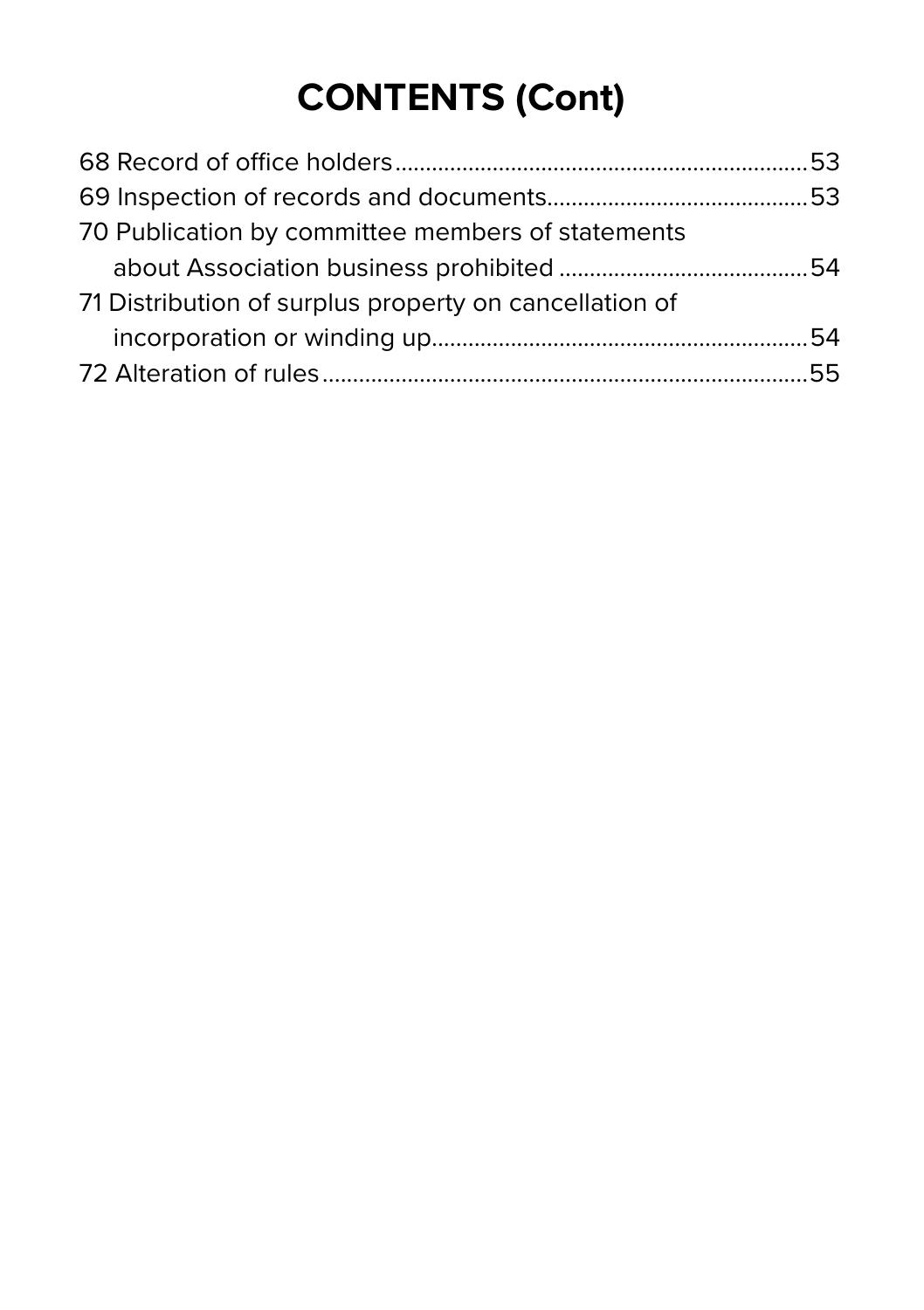# CONTENTS (Cont)

68 Record of office holders....................................................................53
69 Inspection of records and documents...........................................53
70 Publication by committee members of statements
    about Association business prohibited .........................................54
71 Distribution of surplus property on cancellation of
    incorporation or winding up..............................................................54
72 Alteration of rules.................................................................................55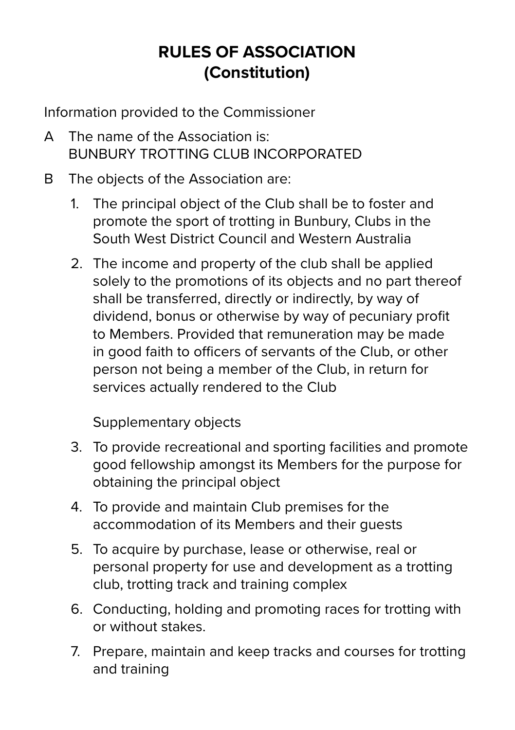# RULES OF ASSOCIATION
# (Constitution)

Information provided to the Commissioner

A The name of the Association is:
BUNBURY TROTTING CLUB INCORPORATED

B The objects of the Association are:

1. The principal object of the Club shall be to foster and promote the sport of trotting in Bunbury, Clubs in the South West District Council and Western Australia

2. The income and property of the club shall be applied solely to the promotions of its objects and no part thereof shall be transferred, directly or indirectly, by way of dividend, bonus or otherwise by way of pecuniary profit to Members. Provided that remuneration may be made in good faith to officers of servants of the Club, or other person not being a member of the Club, in return for services actually rendered to the Club

   Supplementary objects

3. To provide recreational and sporting facilities and promote good fellowship amongst its Members for the purpose for obtaining the principal object

4. To provide and maintain Club premises for the accommodation of its Members and their guests

5. To acquire by purchase, lease or otherwise, real or personal property for use and development as a trotting club, trotting track and training complex

6. Conducting, holding and promoting races for trotting with or without stakes.

7. Prepare, maintain and keep tracks and courses for trotting and training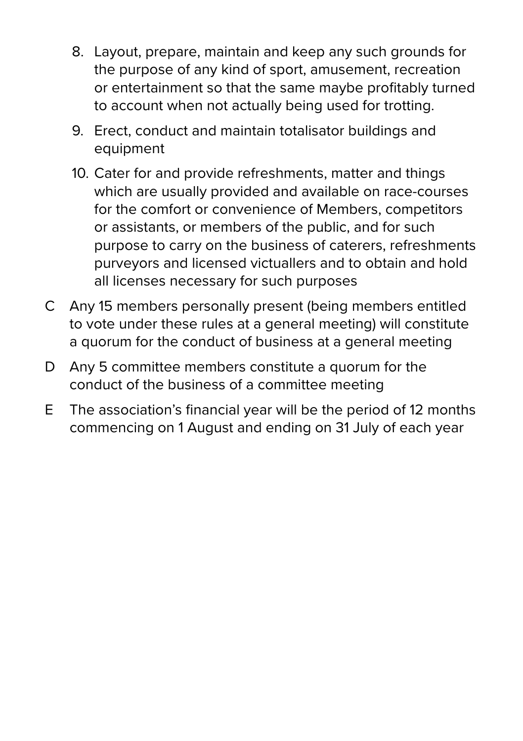8. Layout, prepare, maintain and keep any such grounds for the purpose of any kind of sport, amusement, recreation or entertainment so that the same maybe profitably turned to account when not actually being used for trotting.
9. Erect, conduct and maintain totalisator buildings and equipment
10. Cater for and provide refreshments, matter and things which are usually provided and available on race-courses for the comfort or convenience of Members, competitors or assistants, or members of the public, and for such purpose to carry on the business of caterers, refreshments purveyors and licensed victuallers and to obtain and hold all licenses necessary for such purposes

C Any 15 members personally present (being members entitled to vote under these rules at a general meeting) will constitute a quorum for the conduct of business at a general meeting

D Any 5 committee members constitute a quorum for the conduct of the business of a committee meeting

E The association's financial year will be the period of 12 months commencing on 1 August and ending on 31 July of each year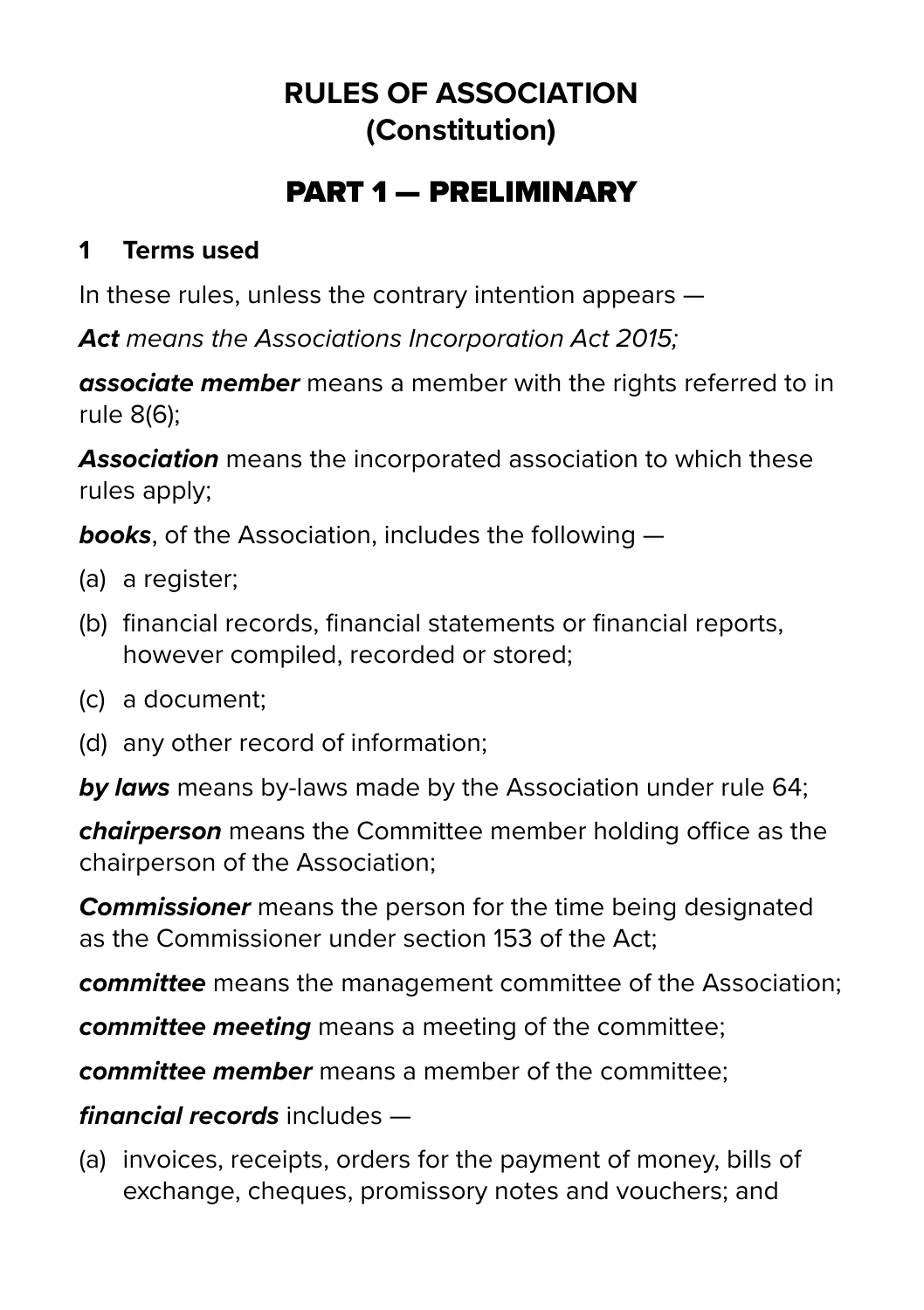# RULES OF ASSOCIATION
# (Constitution)

## PART 1 — PRELIMINARY

### 1 Terms used

In these rules, unless the contrary intention appears —

***Act*** *means the Associations Incorporation Act 2015;*

***associate member*** means a member with the rights referred to in rule 8(6);

***Association*** means the incorporated association to which these rules apply;

***books***, of the Association, includes the following —

(a) a register;

(b) financial records, financial statements or financial reports, however compiled, recorded or stored;

(c) a document;

(d) any other record of information;

***by laws*** means by-laws made by the Association under rule 64;

***chairperson*** means the Committee member holding office as the chairperson of the Association;

***Commissioner*** means the person for the time being designated as the Commissioner under section 153 of the Act;

***committee*** means the management committee of the Association;

***committee meeting*** means a meeting of the committee;

***committee member*** means a member of the committee;

***financial records*** includes —

(a) invoices, receipts, orders for the payment of money, bills of exchange, cheques, promissory notes and vouchers; and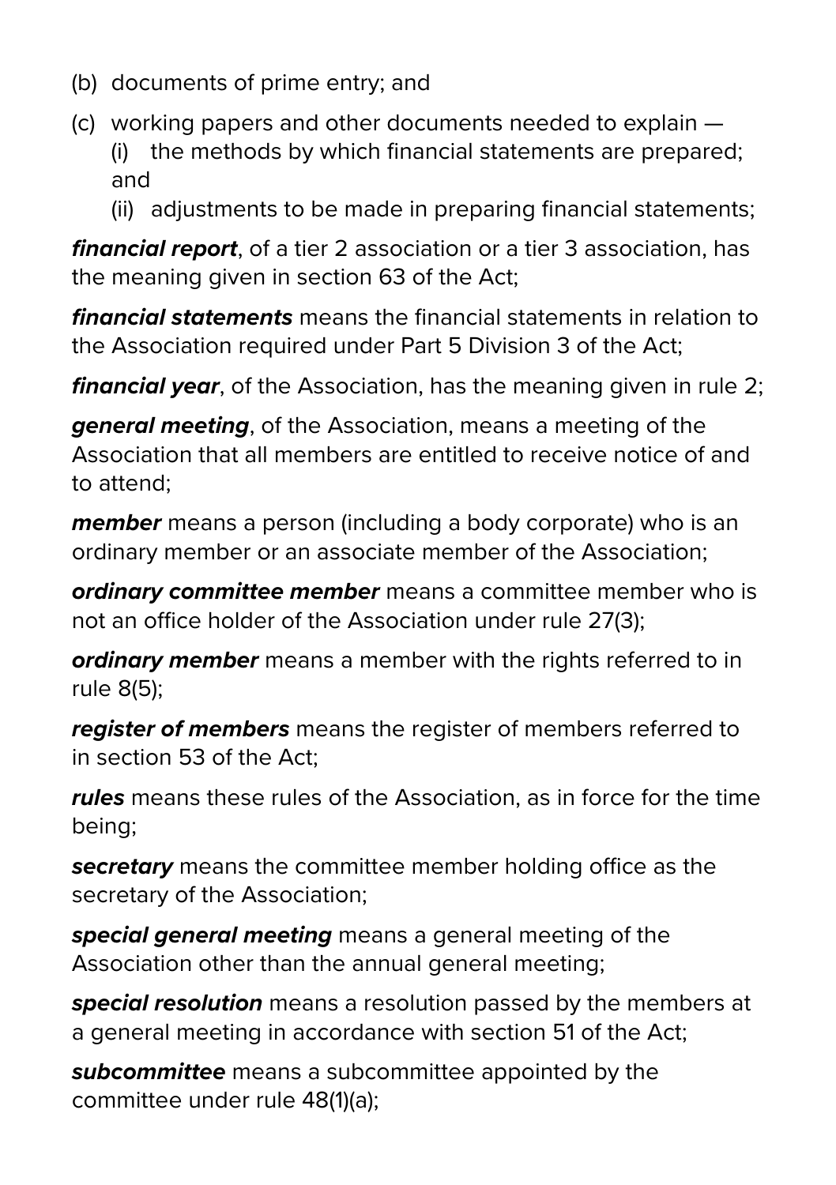(b) documents of prime entry; and

(c) working papers and other documents needed to explain —
   (i) the methods by which financial statements are prepared; and
   (ii) adjustments to be made in preparing financial statements;

***financial report***, of a tier 2 association or a tier 3 association, has the meaning given in section 63 of the Act;

***financial statements*** means the financial statements in relation to the Association required under Part 5 Division 3 of the Act;

***financial year***, of the Association, has the meaning given in rule 2;

***general meeting***, of the Association, means a meeting of the Association that all members are entitled to receive notice of and to attend;

***member*** means a person (including a body corporate) who is an ordinary member or an associate member of the Association;

***ordinary committee member*** means a committee member who is not an office holder of the Association under rule 27(3);

***ordinary member*** means a member with the rights referred to in rule 8(5);

***register of members*** means the register of members referred to in section 53 of the Act;

***rules*** means these rules of the Association, as in force for the time being;

***secretary*** means the committee member holding office as the secretary of the Association;

***special general meeting*** means a general meeting of the Association other than the annual general meeting;

***special resolution*** means a resolution passed by the members at a general meeting in accordance with section 51 of the Act;

***subcommittee*** means a subcommittee appointed by the committee under rule 48(1)(a);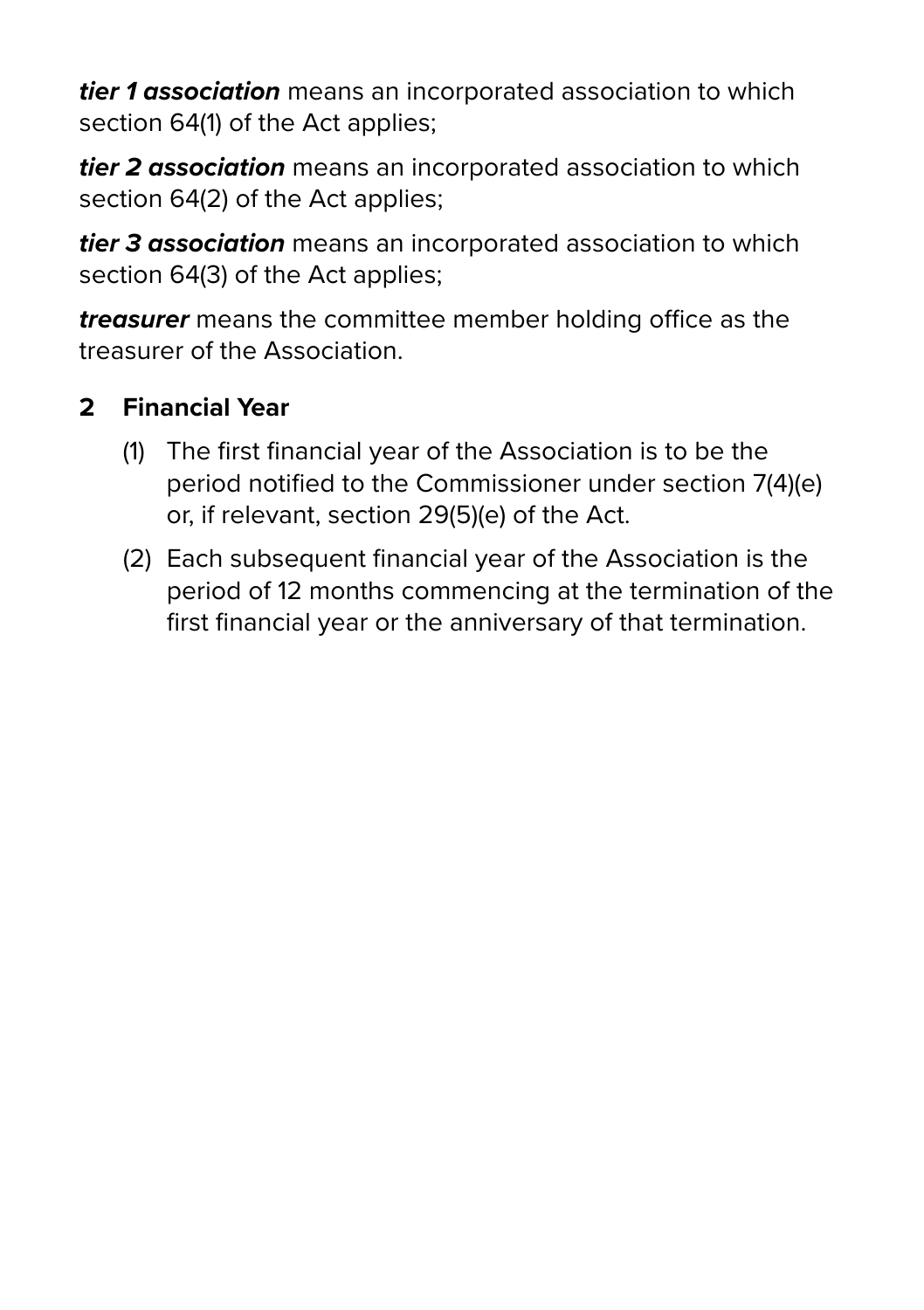***tier 1 association*** means an incorporated association to which section 64(1) of the Act applies;

***tier 2 association*** means an incorporated association to which section 64(2) of the Act applies;

***tier 3 association*** means an incorporated association to which section 64(3) of the Act applies;

***treasurer*** means the committee member holding office as the treasurer of the Association.

## 2 Financial Year

(1) The first financial year of the Association is to be the period notified to the Commissioner under section 7(4)(e) or, if relevant, section 29(5)(e) of the Act.

(2) Each subsequent financial year of the Association is the period of 12 months commencing at the termination of the first financial year or the anniversary of that termination.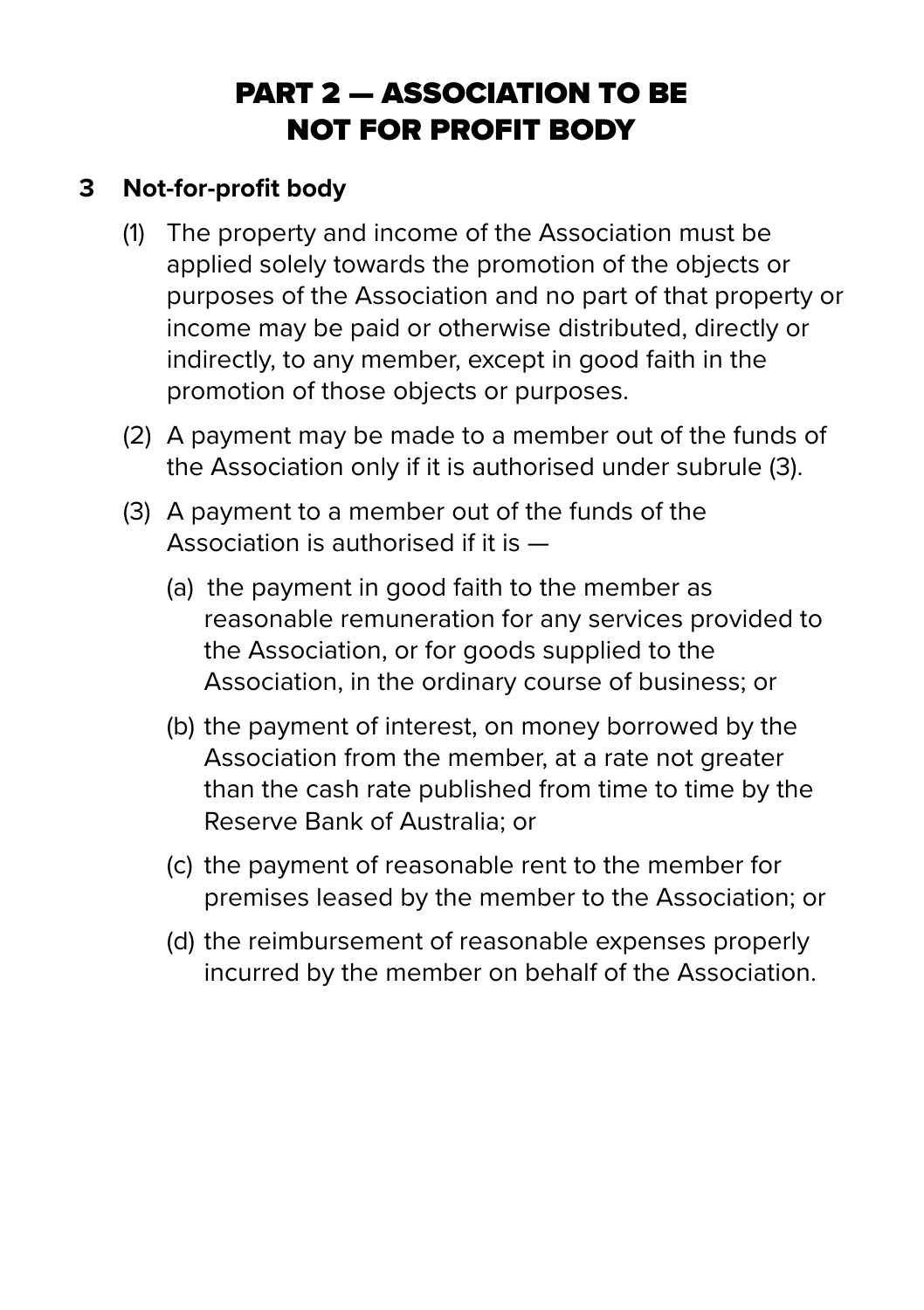# PART 2 — ASSOCIATION TO BE NOT FOR PROFIT BODY

## 3 Not-for-profit body

(1) The property and income of the Association must be applied solely towards the promotion of the objects or purposes of the Association and no part of that property or income may be paid or otherwise distributed, directly or indirectly, to any member, except in good faith in the promotion of those objects or purposes.

(2) A payment may be made to a member out of the funds of the Association only if it is authorised under subrule (3).

(3) A payment to a member out of the funds of the Association is authorised if it is —

(a) the payment in good faith to the member as reasonable remuneration for any services provided to the Association, or for goods supplied to the Association, in the ordinary course of business; or

(b) the payment of interest, on money borrowed by the Association from the member, at a rate not greater than the cash rate published from time to time by the Reserve Bank of Australia; or

(c) the payment of reasonable rent to the member for premises leased by the member to the Association; or

(d) the reimbursement of reasonable expenses properly incurred by the member on behalf of the Association.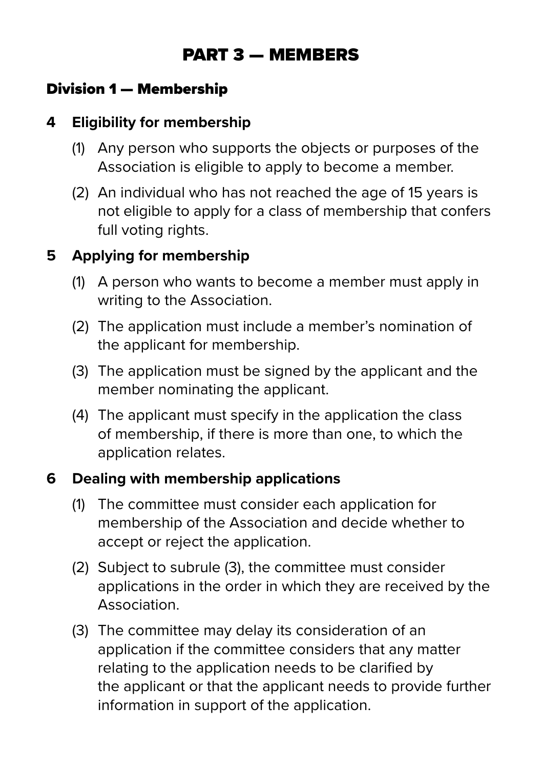# PART 3 — MEMBERS

## Division 1 — Membership

### 4 Eligibility for membership

(1) Any person who supports the objects or purposes of the Association is eligible to apply to become a member.

(2) An individual who has not reached the age of 15 years is not eligible to apply for a class of membership that confers full voting rights.

### 5 Applying for membership

(1) A person who wants to become a member must apply in writing to the Association.

(2) The application must include a member's nomination of the applicant for membership.

(3) The application must be signed by the applicant and the member nominating the applicant.

(4) The applicant must specify in the application the class of membership, if there is more than one, to which the application relates.

### 6 Dealing with membership applications

(1) The committee must consider each application for membership of the Association and decide whether to accept or reject the application.

(2) Subject to subrule (3), the committee must consider applications in the order in which they are received by the Association.

(3) The committee may delay its consideration of an application if the committee considers that any matter relating to the application needs to be clarified by the applicant or that the applicant needs to provide further information in support of the application.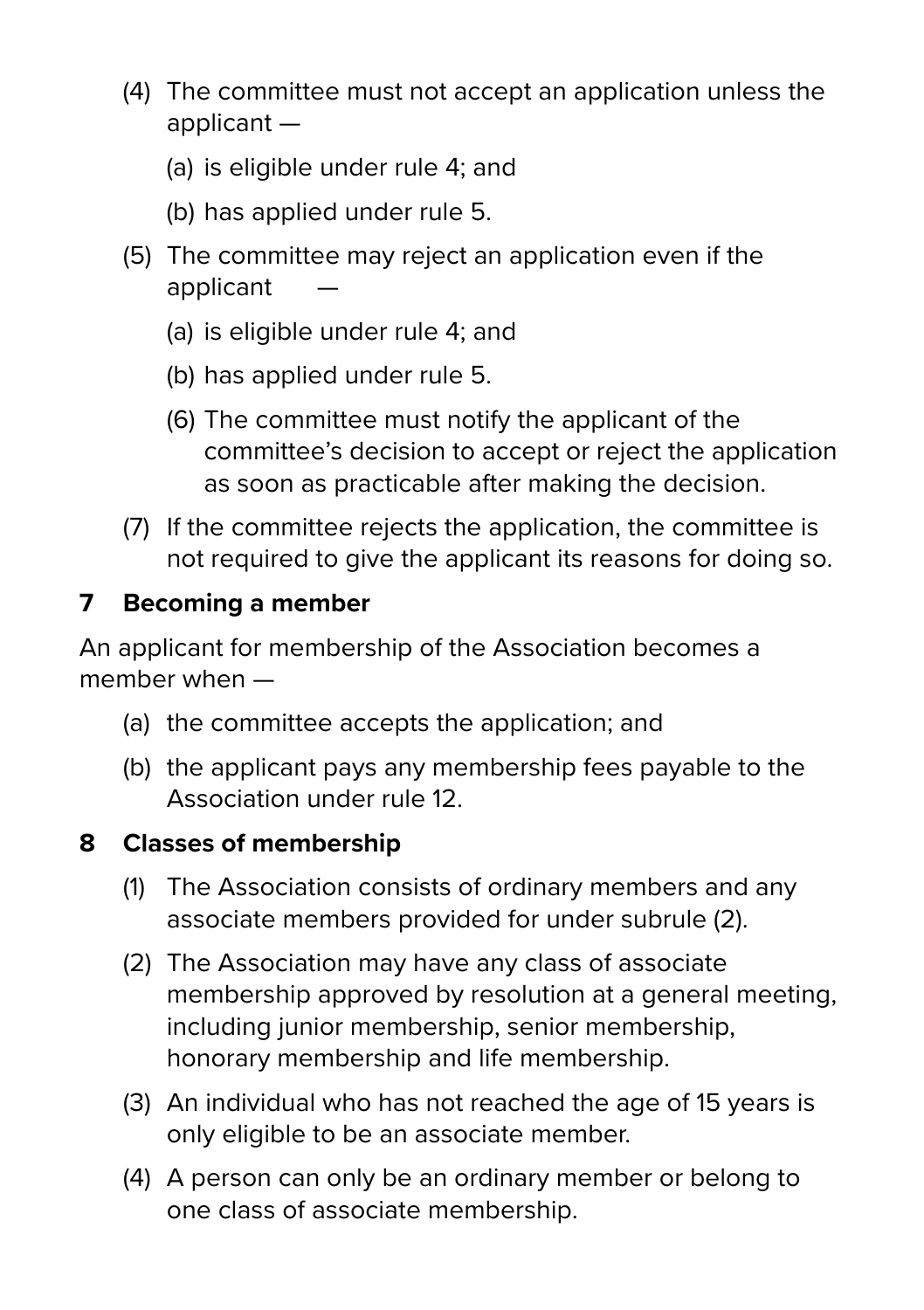(4) The committee must not accept an application unless the applicant —

   (a) is eligible under rule 4; and

   (b) has applied under rule 5.

(5) The committee may reject an application even if the applicant —

   (a) is eligible under rule 4; and

   (b) has applied under rule 5.

   (6) The committee must notify the applicant of the committee's decision to accept or reject the application as soon as practicable after making the decision.

(7) If the committee rejects the application, the committee is not required to give the applicant its reasons for doing so.

### 7 Becoming a member

An applicant for membership of the Association becomes a member when —

   (a) the committee accepts the application; and

   (b) the applicant pays any membership fees payable to the Association under rule 12.

### 8 Classes of membership

(1) The Association consists of ordinary members and any associate members provided for under subrule (2).

(2) The Association may have any class of associate membership approved by resolution at a general meeting, including junior membership, senior membership, honorary membership and life membership.

(3) An individual who has not reached the age of 15 years is only eligible to be an associate member.

(4) A person can only be an ordinary member or belong to one class of associate membership.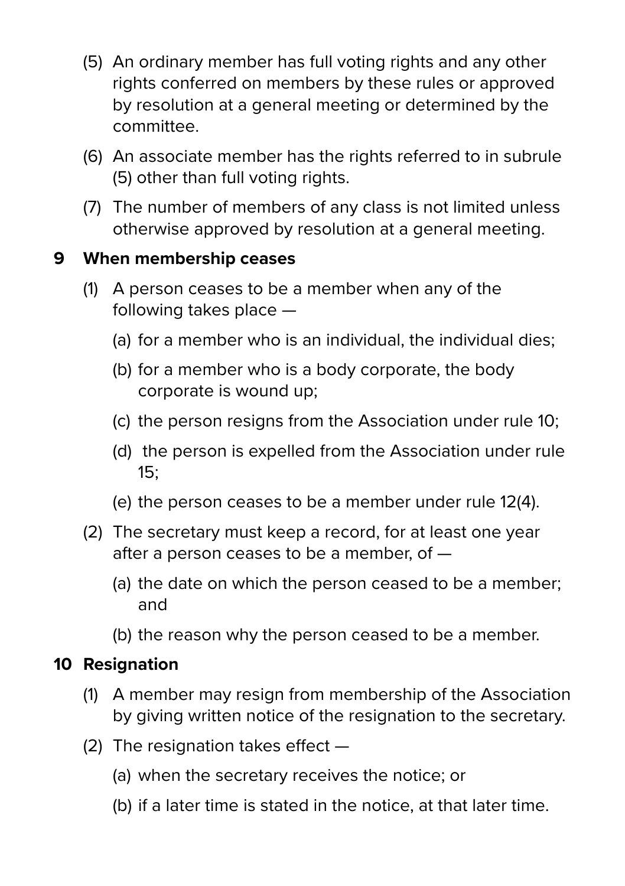(5) An ordinary member has full voting rights and any other rights conferred on members by these rules or approved by resolution at a general meeting or determined by the committee.

(6) An associate member has the rights referred to in subrule (5) other than full voting rights.

(7) The number of members of any class is not limited unless otherwise approved by resolution at a general meeting.

## 9 When membership ceases

(1) A person ceases to be a member when any of the following takes place —

  (a) for a member who is an individual, the individual dies;

  (b) for a member who is a body corporate, the body corporate is wound up;

  (c) the person resigns from the Association under rule 10;

  (d) the person is expelled from the Association under rule 15;

  (e) the person ceases to be a member under rule 12(4).

(2) The secretary must keep a record, for at least one year after a person ceases to be a member, of —

  (a) the date on which the person ceased to be a member; and

  (b) the reason why the person ceased to be a member.

## 10 Resignation

(1) A member may resign from membership of the Association by giving written notice of the resignation to the secretary.

(2) The resignation takes effect —

  (a) when the secretary receives the notice; or

  (b) if a later time is stated in the notice, at that later time.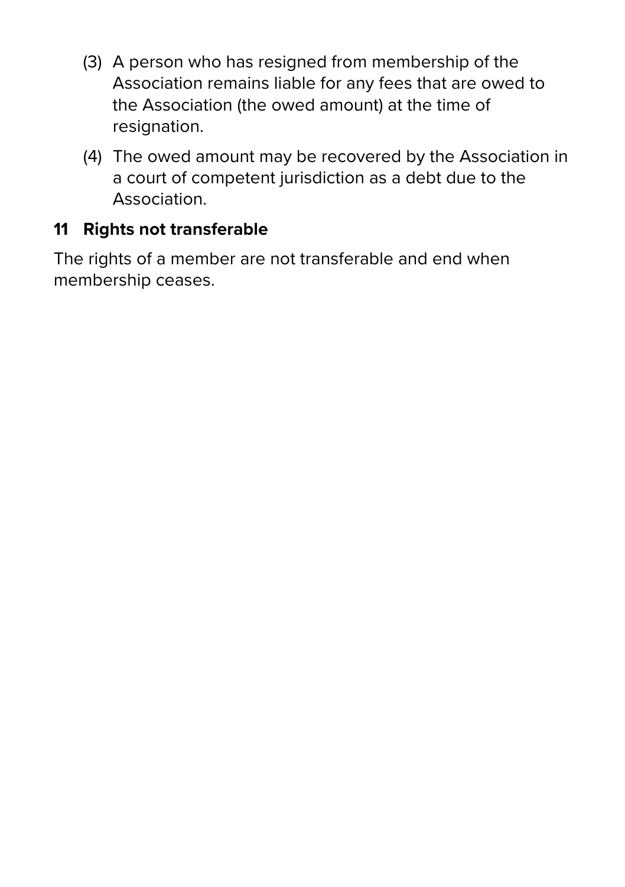(3) A person who has resigned from membership of the Association remains liable for any fees that are owed to the Association (the owed amount) at the time of resignation.

(4) The owed amount may be recovered by the Association in a court of competent jurisdiction as a debt due to the Association.

## 11 Rights not transferable

The rights of a member are not transferable and end when membership ceases.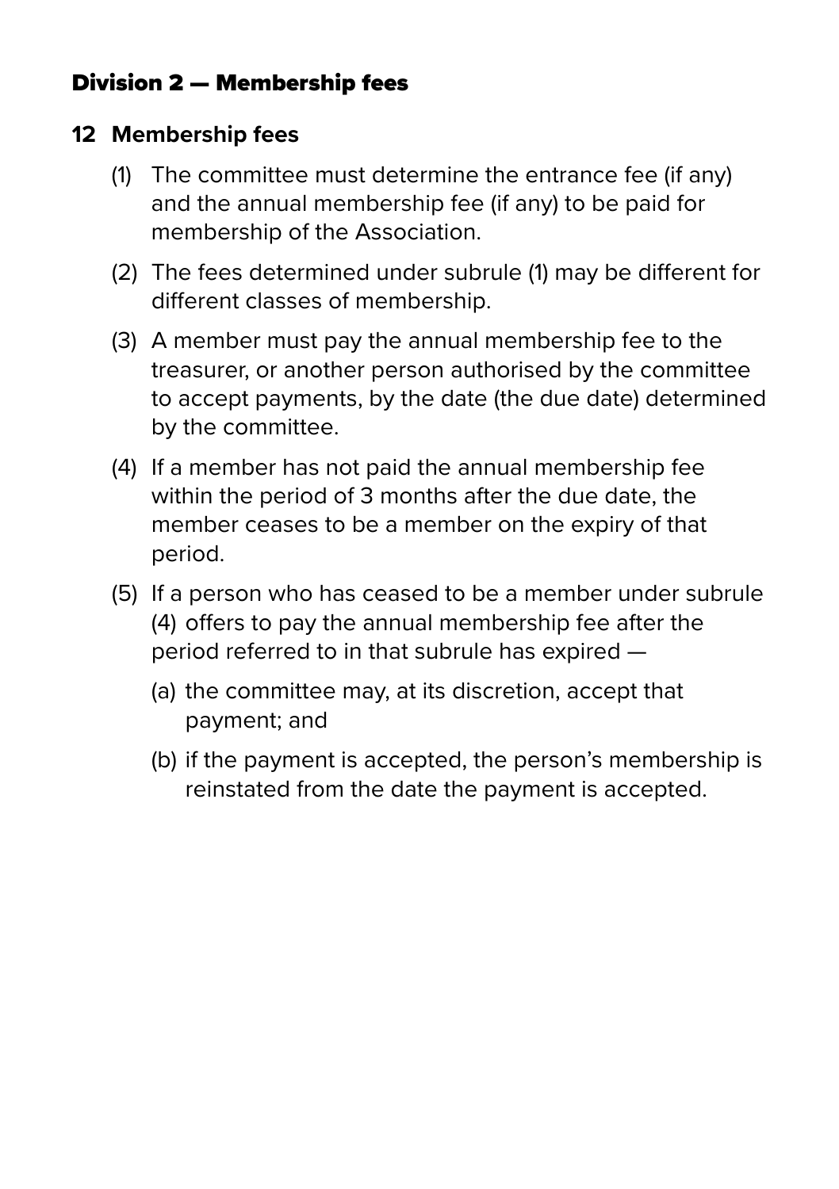## Division 2 — Membership fees

### 12 Membership fees

(1) The committee must determine the entrance fee (if any) and the annual membership fee (if any) to be paid for membership of the Association.

(2) The fees determined under subrule (1) may be different for different classes of membership.

(3) A member must pay the annual membership fee to the treasurer, or another person authorised by the committee to accept payments, by the date (the due date) determined by the committee.

(4) If a member has not paid the annual membership fee within the period of 3 months after the due date, the member ceases to be a member on the expiry of that period.

(5) If a person who has ceased to be a member under subrule (4) offers to pay the annual membership fee after the period referred to in that subrule has expired —

(a) the committee may, at its discretion, accept that payment; and

(b) if the payment is accepted, the person's membership is reinstated from the date the payment is accepted.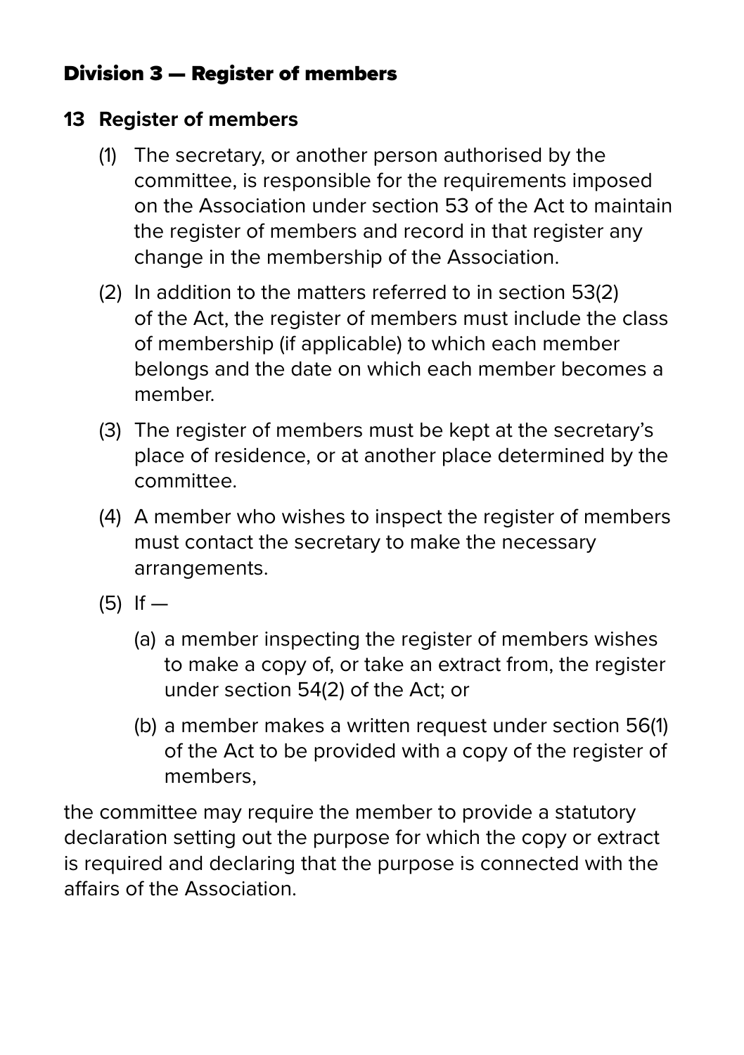## Division 3 — Register of members

### 13 Register of members

(1) The secretary, or another person authorised by the committee, is responsible for the requirements imposed on the Association under section 53 of the Act to maintain the register of members and record in that register any change in the membership of the Association.

(2) In addition to the matters referred to in section 53(2) of the Act, the register of members must include the class of membership (if applicable) to which each member belongs and the date on which each member becomes a member.

(3) The register of members must be kept at the secretary's place of residence, or at another place determined by the committee.

(4) A member who wishes to inspect the register of members must contact the secretary to make the necessary arrangements.

(5) If —

   (a) a member inspecting the register of members wishes to make a copy of, or take an extract from, the register under section 54(2) of the Act; or

   (b) a member makes a written request under section 56(1) of the Act to be provided with a copy of the register of members,

the committee may require the member to provide a statutory declaration setting out the purpose for which the copy or extract is required and declaring that the purpose is connected with the affairs of the Association.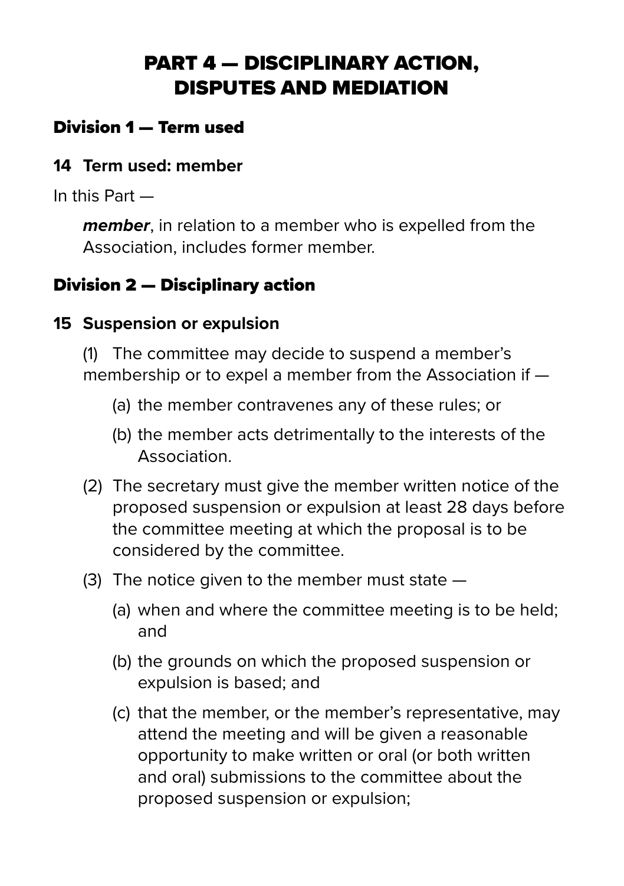# PART 4 — DISCIPLINARY ACTION, DISPUTES AND MEDIATION

## Division 1 — Term used

### 14 Term used: member

In this Part —

***member***, in relation to a member who is expelled from the Association, includes former member.

## Division 2 — Disciplinary action

### 15 Suspension or expulsion

(1) The committee may decide to suspend a member's membership or to expel a member from the Association if —

- (a) the member contravenes any of these rules; or
- (b) the member acts detrimentally to the interests of the Association.

(2) The secretary must give the member written notice of the proposed suspension or expulsion at least 28 days before the committee meeting at which the proposal is to be considered by the committee.

(3) The notice given to the member must state —

- (a) when and where the committee meeting is to be held; and
- (b) the grounds on which the proposed suspension or expulsion is based; and
- (c) that the member, or the member's representative, may attend the meeting and will be given a reasonable opportunity to make written or oral (or both written and oral) submissions to the committee about the proposed suspension or expulsion;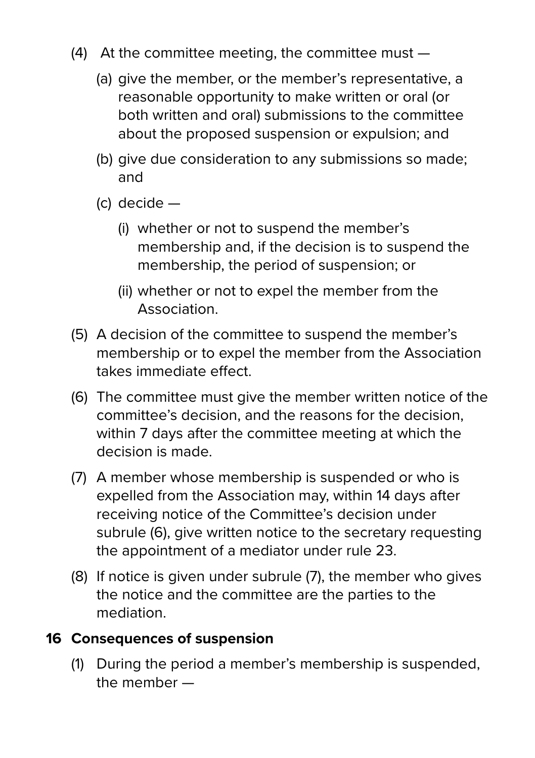(4) At the committee meeting, the committee must —

(a) give the member, or the member's representative, a reasonable opportunity to make written or oral (or both written and oral) submissions to the committee about the proposed suspension or expulsion; and

(b) give due consideration to any submissions so made; and

(c) decide —

(i) whether or not to suspend the member's membership and, if the decision is to suspend the membership, the period of suspension; or

(ii) whether or not to expel the member from the Association.

(5) A decision of the committee to suspend the member's membership or to expel the member from the Association takes immediate effect.

(6) The committee must give the member written notice of the committee's decision, and the reasons for the decision, within 7 days after the committee meeting at which the decision is made.

(7) A member whose membership is suspended or who is expelled from the Association may, within 14 days after receiving notice of the Committee's decision under subrule (6), give written notice to the secretary requesting the appointment of a mediator under rule 23.

(8) If notice is given under subrule (7), the member who gives the notice and the committee are the parties to the mediation.

## 16 Consequences of suspension

(1) During the period a member's membership is suspended, the member —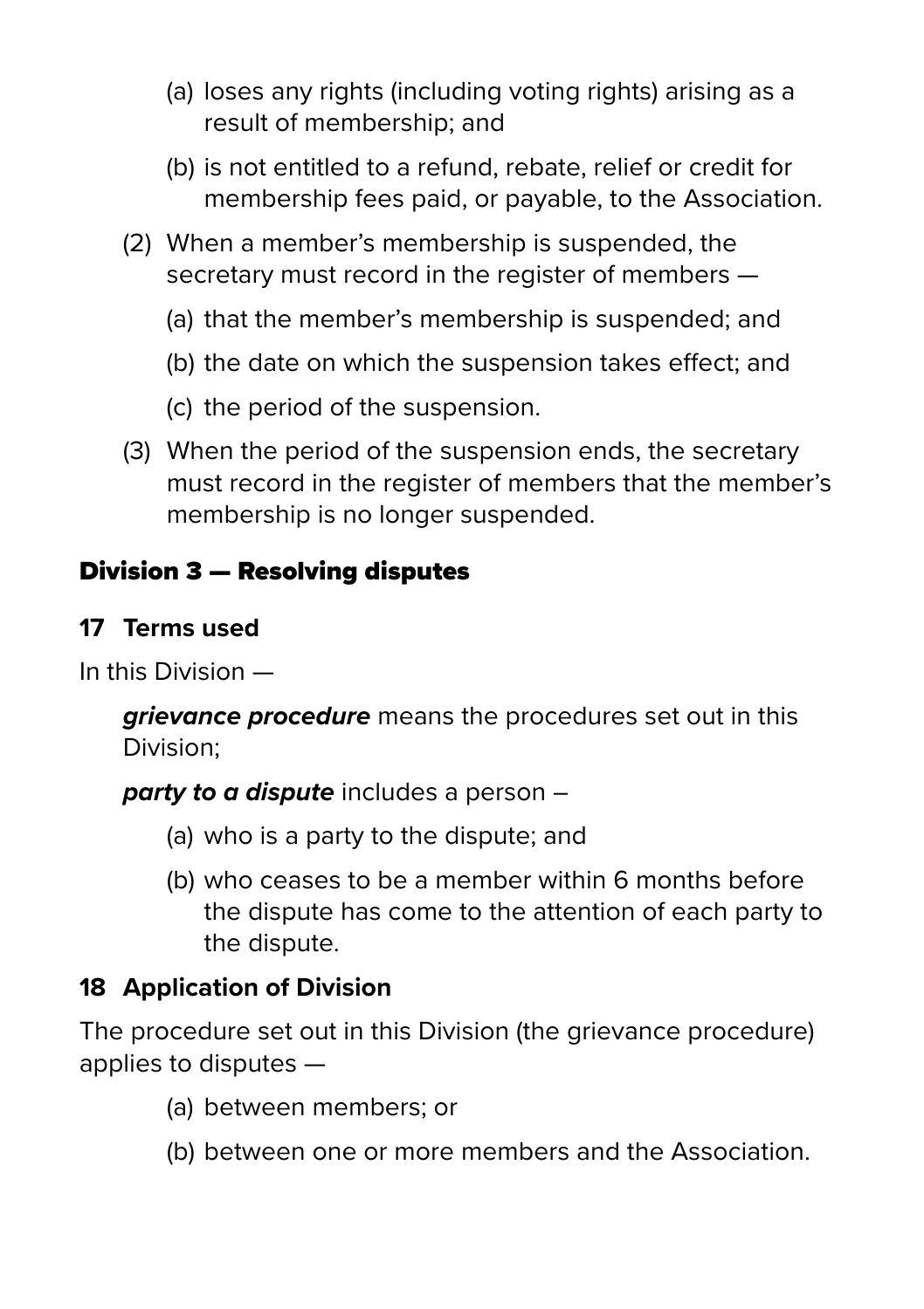(a) loses any rights (including voting rights) arising as a result of membership; and

(b) is not entitled to a refund, rebate, relief or credit for membership fees paid, or payable, to the Association.

(2) When a member's membership is suspended, the secretary must record in the register of members —

(a) that the member's membership is suspended; and

(b) the date on which the suspension takes effect; and

(c) the period of the suspension.

(3) When the period of the suspension ends, the secretary must record in the register of members that the member's membership is no longer suspended.

## Division 3 — Resolving disputes

### 17 Terms used

In this Division —

***grievance procedure*** means the procedures set out in this Division;

***party to a dispute*** includes a person –

(a) who is a party to the dispute; and

(b) who ceases to be a member within 6 months before the dispute has come to the attention of each party to the dispute.

### 18 Application of Division

The procedure set out in this Division (the grievance procedure) applies to disputes —

(a) between members; or

(b) between one or more members and the Association.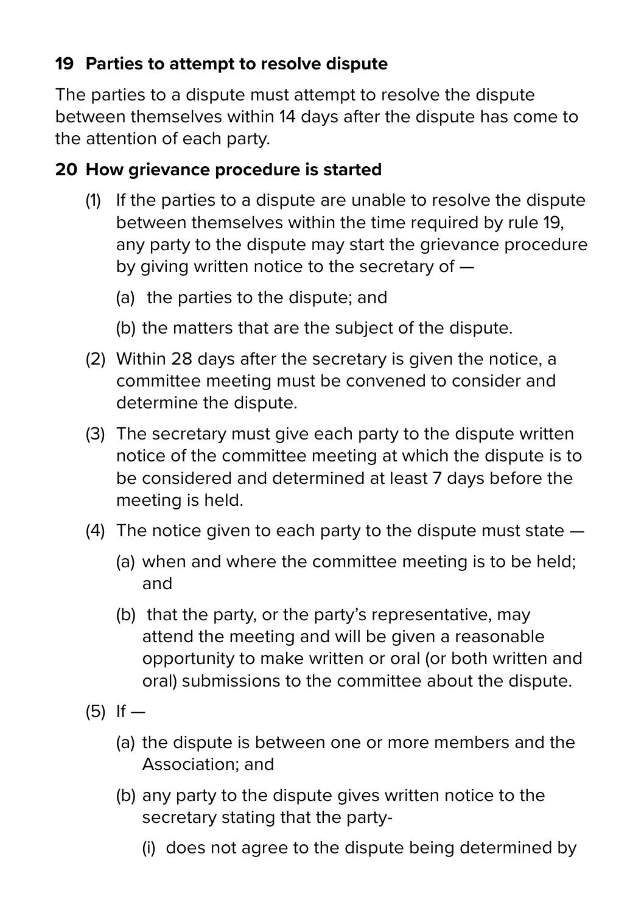### 19 Parties to attempt to resolve dispute

The parties to a dispute must attempt to resolve the dispute between themselves within 14 days after the dispute has come to the attention of each party.

### 20 How grievance procedure is started

(1) If the parties to a dispute are unable to resolve the dispute between themselves within the time required by rule 19, any party to the dispute may start the grievance procedure by giving written notice to the secretary of —

(a) the parties to the dispute; and

(b) the matters that are the subject of the dispute.

(2) Within 28 days after the secretary is given the notice, a committee meeting must be convened to consider and determine the dispute.

(3) The secretary must give each party to the dispute written notice of the committee meeting at which the dispute is to be considered and determined at least 7 days before the meeting is held.

(4) The notice given to each party to the dispute must state —

(a) when and where the committee meeting is to be held; and

(b) that the party, or the party's representative, may attend the meeting and will be given a reasonable opportunity to make written or oral (or both written and oral) submissions to the committee about the dispute.

(5) If —

(a) the dispute is between one or more members and the Association; and

(b) any party to the dispute gives written notice to the secretary stating that the party-

(i) does not agree to the dispute being determined by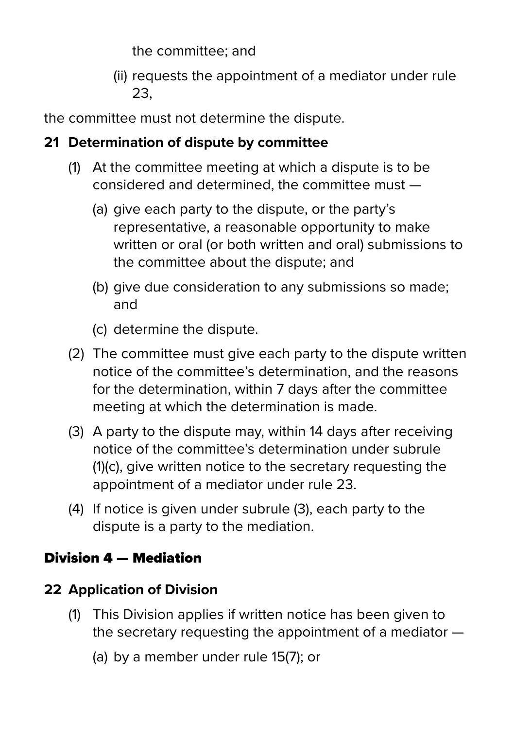the committee; and

(ii) requests the appointment of a mediator under rule 23,

the committee must not determine the dispute.

### 21 Determination of dispute by committee

(1) At the committee meeting at which a dispute is to be considered and determined, the committee must —

(a) give each party to the dispute, or the party's representative, a reasonable opportunity to make written or oral (or both written and oral) submissions to the committee about the dispute; and

(b) give due consideration to any submissions so made; and

(c) determine the dispute.

(2) The committee must give each party to the dispute written notice of the committee's determination, and the reasons for the determination, within 7 days after the committee meeting at which the determination is made.

(3) A party to the dispute may, within 14 days after receiving notice of the committee's determination under subrule (1)(c), give written notice to the secretary requesting the appointment of a mediator under rule 23.

(4) If notice is given under subrule (3), each party to the dispute is a party to the mediation.

## Division 4 — Mediation

### 22 Application of Division

(1) This Division applies if written notice has been given to the secretary requesting the appointment of a mediator —

(a) by a member under rule 15(7); or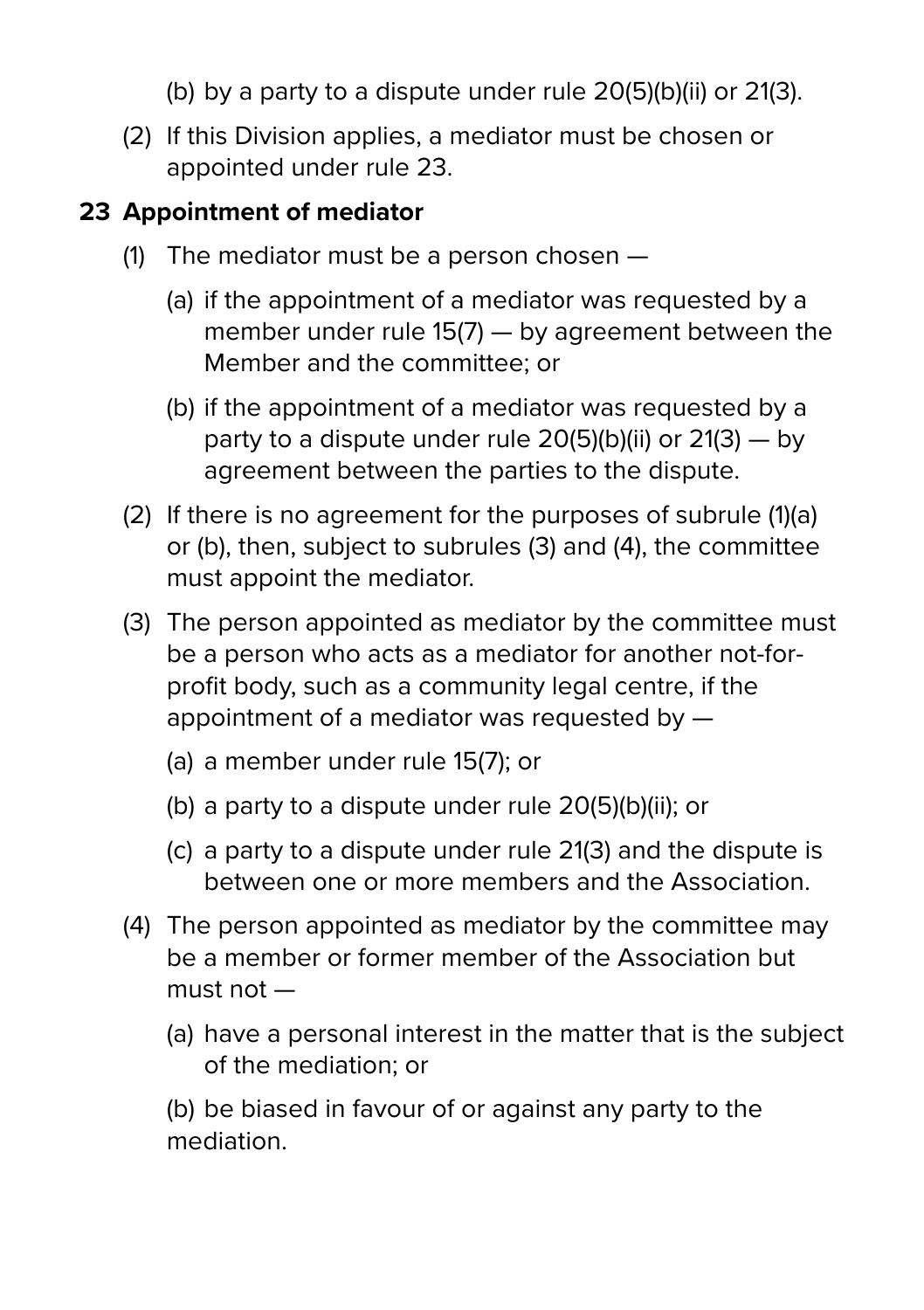(b) by a party to a dispute under rule 20(5)(b)(ii) or 21(3).

(2) If this Division applies, a mediator must be chosen or appointed under rule 23.

### 23 Appointment of mediator

(1) The mediator must be a person chosen —

(a) if the appointment of a mediator was requested by a member under rule 15(7) — by agreement between the Member and the committee; or

(b) if the appointment of a mediator was requested by a party to a dispute under rule 20(5)(b)(ii) or 21(3) — by agreement between the parties to the dispute.

(2) If there is no agreement for the purposes of subrule (1)(a) or (b), then, subject to subrules (3) and (4), the committee must appoint the mediator.

(3) The person appointed as mediator by the committee must be a person who acts as a mediator for another not-for-profit body, such as a community legal centre, if the appointment of a mediator was requested by —

(a) a member under rule 15(7); or

(b) a party to a dispute under rule 20(5)(b)(ii); or

(c) a party to a dispute under rule 21(3) and the dispute is between one or more members and the Association.

(4) The person appointed as mediator by the committee may be a member or former member of the Association but must not —

(a) have a personal interest in the matter that is the subject of the mediation; or

(b) be biased in favour of or against any party to the mediation.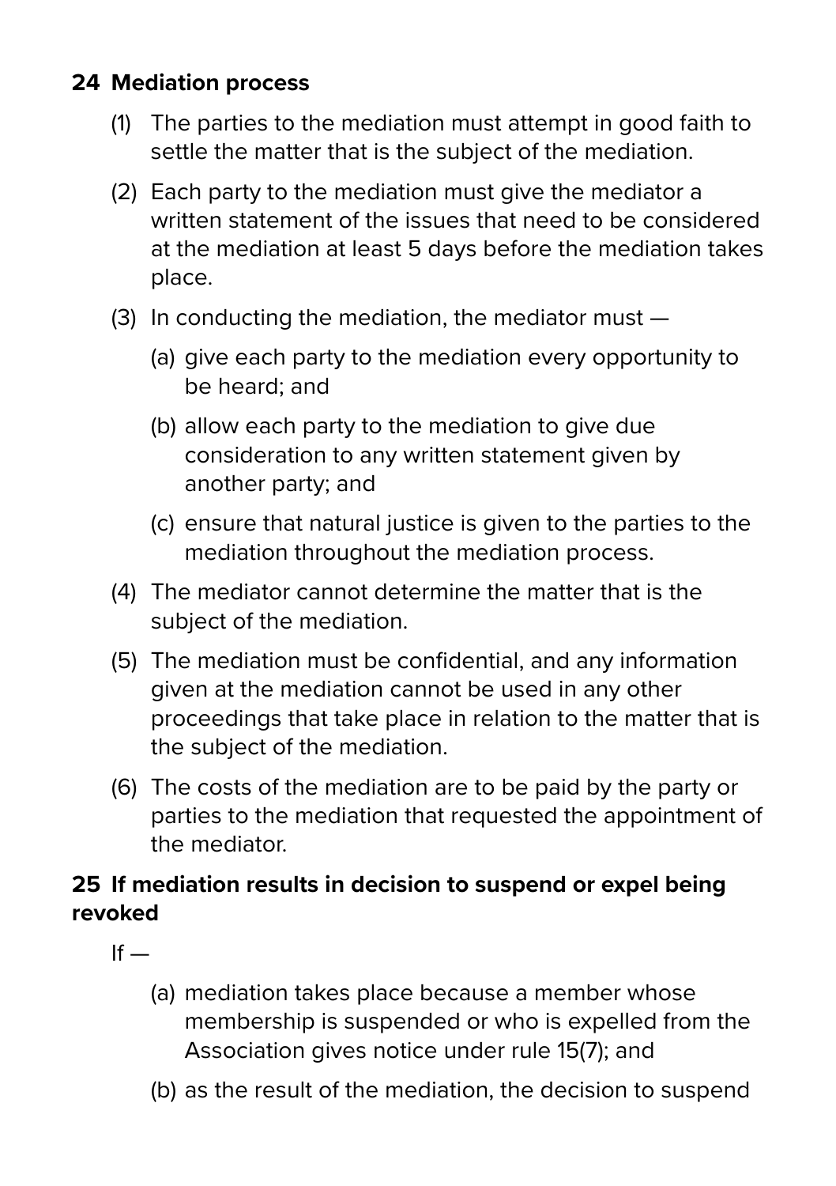## 24 Mediation process

(1) The parties to the mediation must attempt in good faith to settle the matter that is the subject of the mediation.

(2) Each party to the mediation must give the mediator a written statement of the issues that need to be considered at the mediation at least 5 days before the mediation takes place.

(3) In conducting the mediation, the mediator must —

(a) give each party to the mediation every opportunity to be heard; and

(b) allow each party to the mediation to give due consideration to any written statement given by another party; and

(c) ensure that natural justice is given to the parties to the mediation throughout the mediation process.

(4) The mediator cannot determine the matter that is the subject of the mediation.

(5) The mediation must be confidential, and any information given at the mediation cannot be used in any other proceedings that take place in relation to the matter that is the subject of the mediation.

(6) The costs of the mediation are to be paid by the party or parties to the mediation that requested the appointment of the mediator.

## 25 If mediation results in decision to suspend or expel being revoked

If —

(a) mediation takes place because a member whose membership is suspended or who is expelled from the Association gives notice under rule 15(7); and

(b) as the result of the mediation, the decision to suspend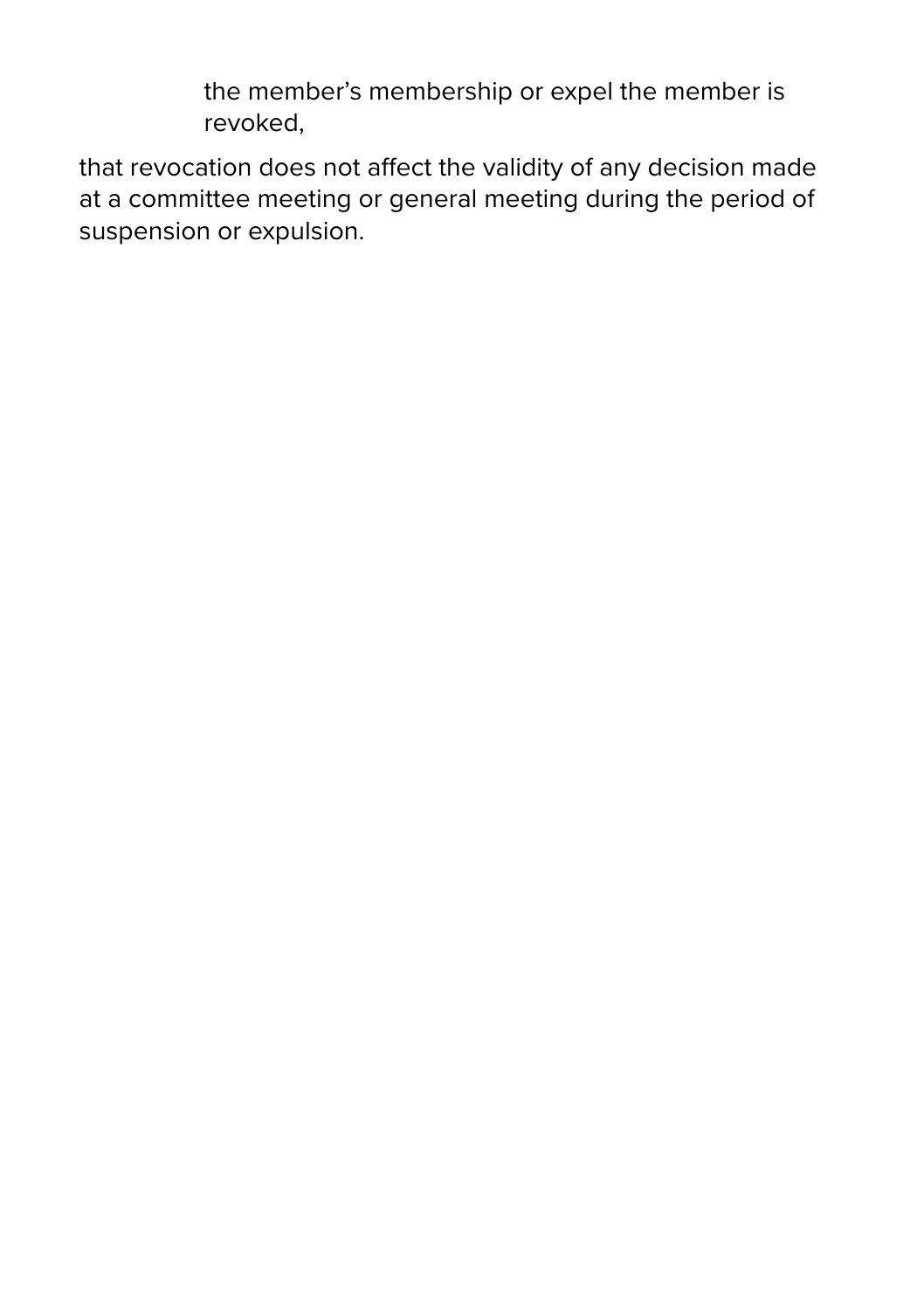the member's membership or expel the member is revoked,

that revocation does not affect the validity of any decision made at a committee meeting or general meeting during the period of suspension or expulsion.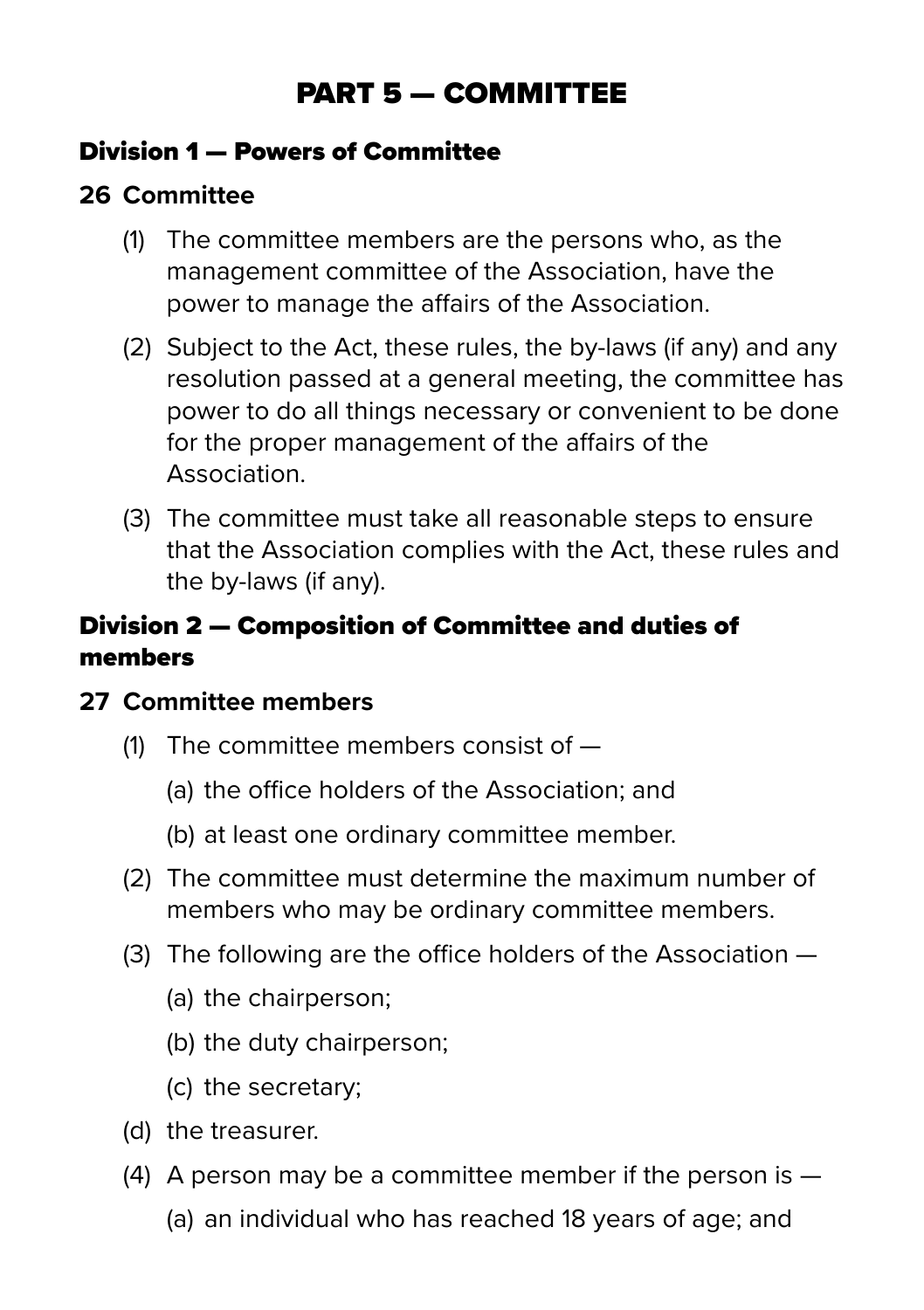# PART 5 — COMMITTEE

## Division 1 — Powers of Committee

### 26 Committee

(1) The committee members are the persons who, as the management committee of the Association, have the power to manage the affairs of the Association.

(2) Subject to the Act, these rules, the by-laws (if any) and any resolution passed at a general meeting, the committee has power to do all things necessary or convenient to be done for the proper management of the affairs of the Association.

(3) The committee must take all reasonable steps to ensure that the Association complies with the Act, these rules and the by-laws (if any).

## Division 2 — Composition of Committee and duties of members

### 27 Committee members

(1) The committee members consist of —

- (a) the office holders of the Association; and
- (b) at least one ordinary committee member.

(2) The committee must determine the maximum number of members who may be ordinary committee members.

(3) The following are the office holders of the Association —

- (a) the chairperson;
- (b) the duty chairperson;
- (c) the secretary;
- (d) the treasurer.

(4) A person may be a committee member if the person is —

- (a) an individual who has reached 18 years of age; and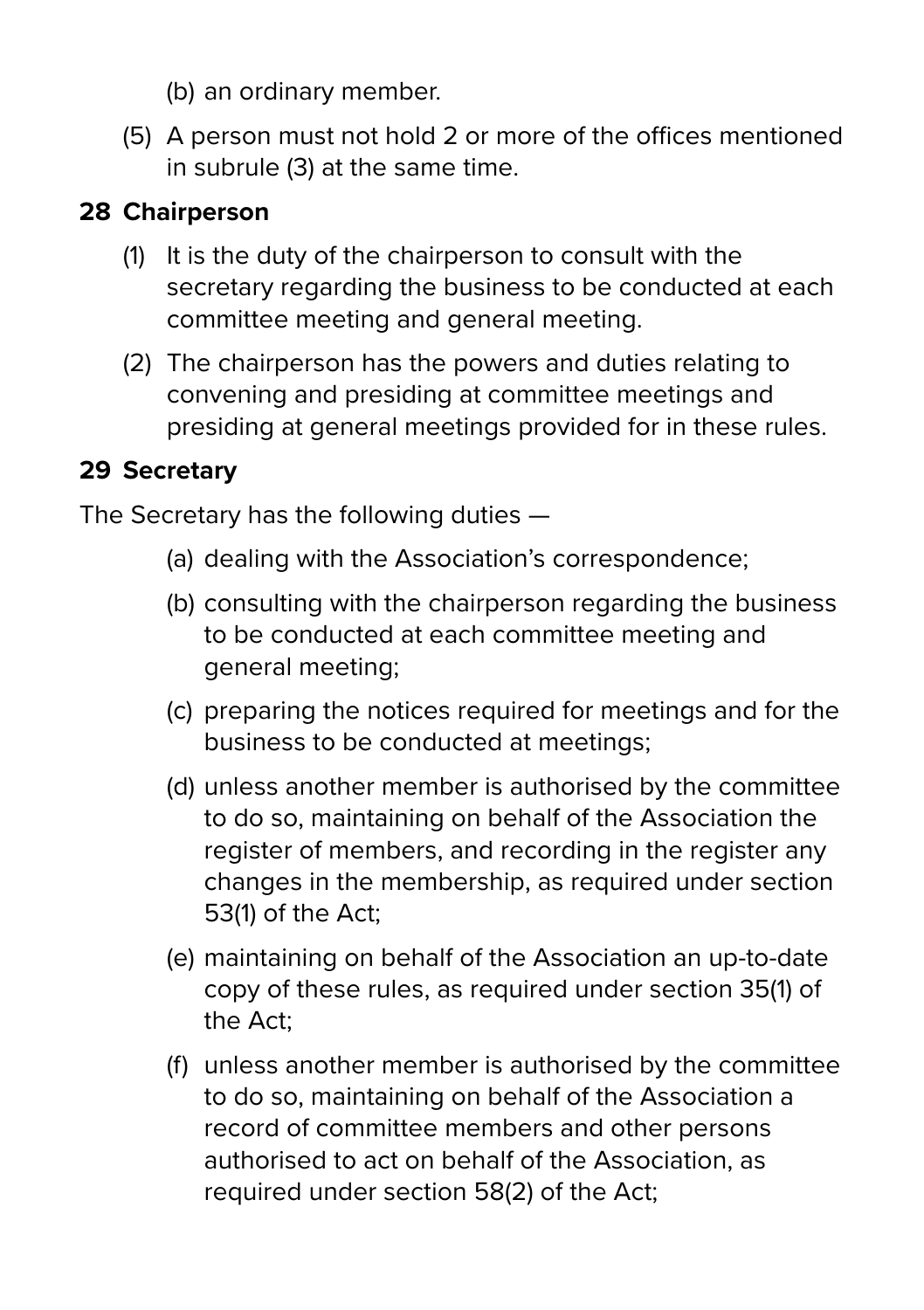(b) an ordinary member.

(5) A person must not hold 2 or more of the offices mentioned in subrule (3) at the same time.

## 28 Chairperson

(1) It is the duty of the chairperson to consult with the secretary regarding the business to be conducted at each committee meeting and general meeting.

(2) The chairperson has the powers and duties relating to convening and presiding at committee meetings and presiding at general meetings provided for in these rules.

## 29 Secretary

The Secretary has the following duties —

(a) dealing with the Association's correspondence;

(b) consulting with the chairperson regarding the business to be conducted at each committee meeting and general meeting;

(c) preparing the notices required for meetings and for the business to be conducted at meetings;

(d) unless another member is authorised by the committee to do so, maintaining on behalf of the Association the register of members, and recording in the register any changes in the membership, as required under section 53(1) of the Act;

(e) maintaining on behalf of the Association an up-to-date copy of these rules, as required under section 35(1) of the Act;

(f) unless another member is authorised by the committee to do so, maintaining on behalf of the Association a record of committee members and other persons authorised to act on behalf of the Association, as required under section 58(2) of the Act;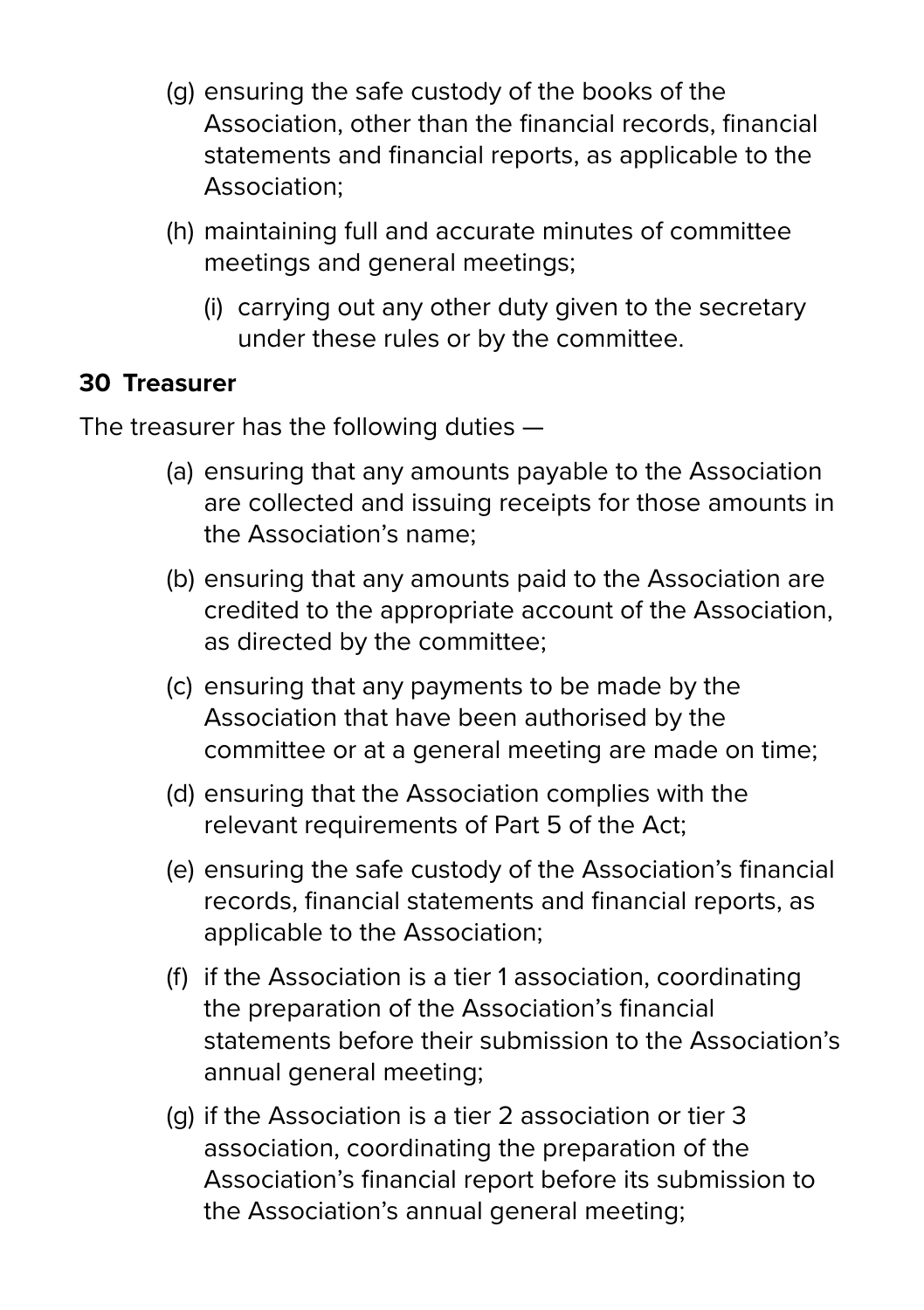(g) ensuring the safe custody of the books of the Association, other than the financial records, financial statements and financial reports, as applicable to the Association;

(h) maintaining full and accurate minutes of committee meetings and general meetings;

(i) carrying out any other duty given to the secretary under these rules or by the committee.

### 30 Treasurer

The treasurer has the following duties —

(a) ensuring that any amounts payable to the Association are collected and issuing receipts for those amounts in the Association's name;

(b) ensuring that any amounts paid to the Association are credited to the appropriate account of the Association, as directed by the committee;

(c) ensuring that any payments to be made by the Association that have been authorised by the committee or at a general meeting are made on time;

(d) ensuring that the Association complies with the relevant requirements of Part 5 of the Act;

(e) ensuring the safe custody of the Association's financial records, financial statements and financial reports, as applicable to the Association;

(f) if the Association is a tier 1 association, coordinating the preparation of the Association's financial statements before their submission to the Association's annual general meeting;

(g) if the Association is a tier 2 association or tier 3 association, coordinating the preparation of the Association's financial report before its submission to the Association's annual general meeting;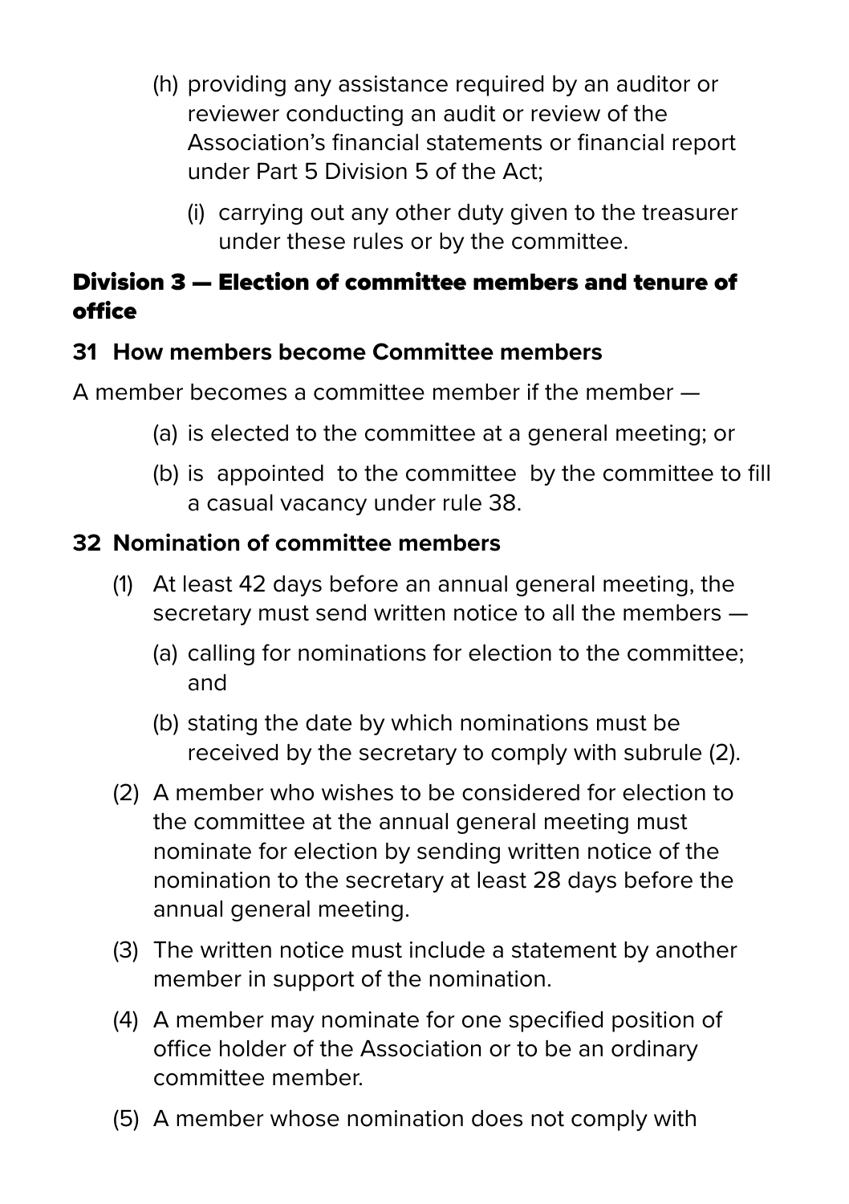(h) providing any assistance required by an auditor or reviewer conducting an audit or review of the Association's financial statements or financial report under Part 5 Division 5 of the Act;

(i) carrying out any other duty given to the treasurer under these rules or by the committee.

## Division 3 — Election of committee members and tenure of office

### 31 How members become Committee members

A member becomes a committee member if the member —

(a) is elected to the committee at a general meeting; or

(b) is appointed to the committee by the committee to fill a casual vacancy under rule 38.

### 32 Nomination of committee members

(1) At least 42 days before an annual general meeting, the secretary must send written notice to all the members —

(a) calling for nominations for election to the committee; and

(b) stating the date by which nominations must be received by the secretary to comply with subrule (2).

(2) A member who wishes to be considered for election to the committee at the annual general meeting must nominate for election by sending written notice of the nomination to the secretary at least 28 days before the annual general meeting.

(3) The written notice must include a statement by another member in support of the nomination.

(4) A member may nominate for one specified position of office holder of the Association or to be an ordinary committee member.

(5) A member whose nomination does not comply with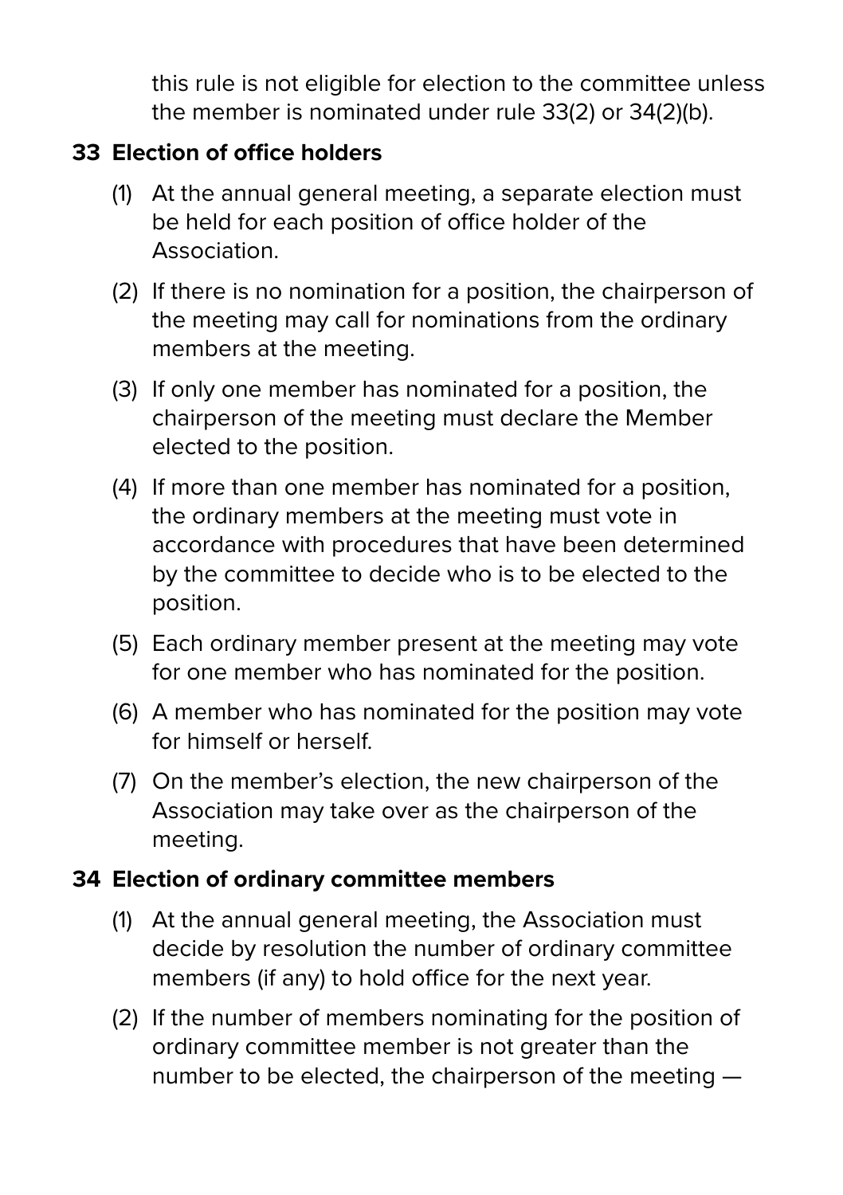this rule is not eligible for election to the committee unless the member is nominated under rule 33(2) or 34(2)(b).

## 33 Election of office holders

(1) At the annual general meeting, a separate election must be held for each position of office holder of the Association.

(2) If there is no nomination for a position, the chairperson of the meeting may call for nominations from the ordinary members at the meeting.

(3) If only one member has nominated for a position, the chairperson of the meeting must declare the Member elected to the position.

(4) If more than one member has nominated for a position, the ordinary members at the meeting must vote in accordance with procedures that have been determined by the committee to decide who is to be elected to the position.

(5) Each ordinary member present at the meeting may vote for one member who has nominated for the position.

(6) A member who has nominated for the position may vote for himself or herself.

(7) On the member's election, the new chairperson of the Association may take over as the chairperson of the meeting.

## 34 Election of ordinary committee members

(1) At the annual general meeting, the Association must decide by resolution the number of ordinary committee members (if any) to hold office for the next year.

(2) If the number of members nominating for the position of ordinary committee member is not greater than the number to be elected, the chairperson of the meeting —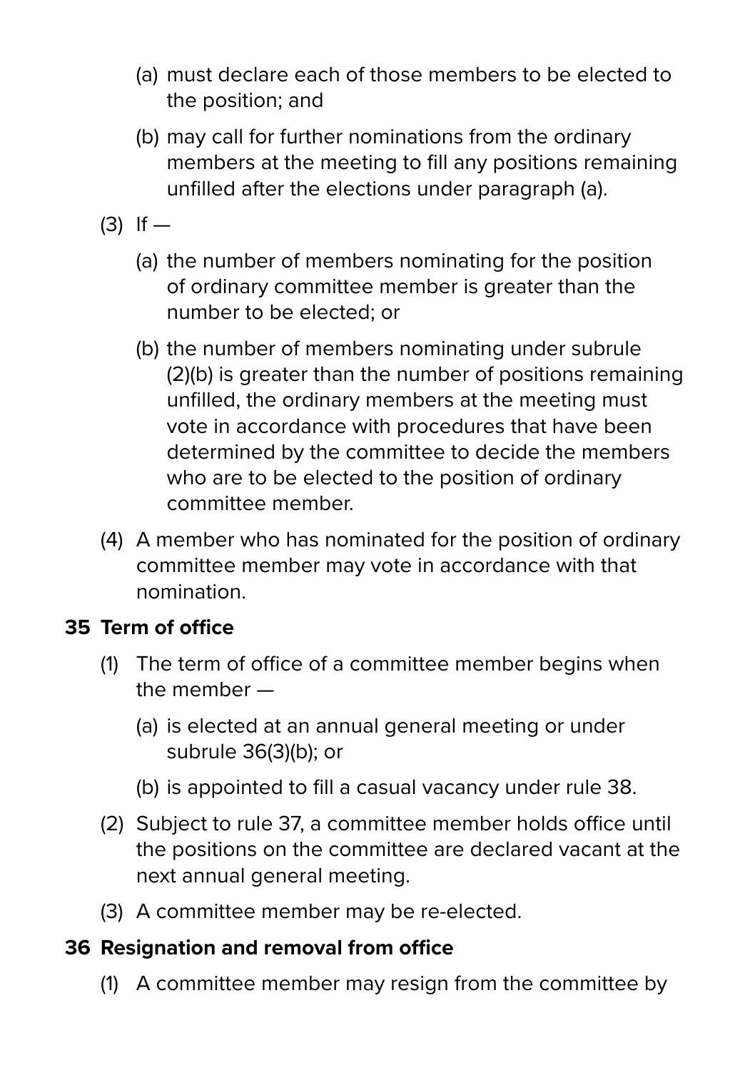(a) must declare each of those members to be elected to the position; and

(b) may call for further nominations from the ordinary members at the meeting to fill any positions remaining unfilled after the elections under paragraph (a).

(3) If —

(a) the number of members nominating for the position of ordinary committee member is greater than the number to be elected; or

(b) the number of members nominating under subrule (2)(b) is greater than the number of positions remaining unfilled, the ordinary members at the meeting must vote in accordance with procedures that have been determined by the committee to decide the members who are to be elected to the position of ordinary committee member.

(4) A member who has nominated for the position of ordinary committee member may vote in accordance with that nomination.

## 35 Term of office

(1) The term of office of a committee member begins when the member —

(a) is elected at an annual general meeting or under subrule 36(3)(b); or

(b) is appointed to fill a casual vacancy under rule 38.

(2) Subject to rule 37, a committee member holds office until the positions on the committee are declared vacant at the next annual general meeting.

(3) A committee member may be re-elected.

## 36 Resignation and removal from office

(1) A committee member may resign from the committee by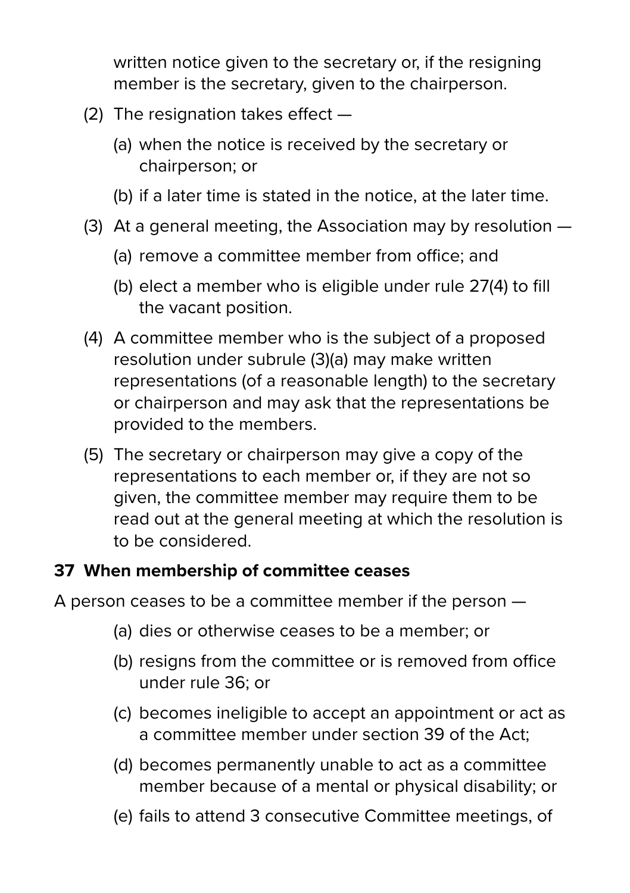written notice given to the secretary or, if the resigning member is the secretary, given to the chairperson.

(2) The resignation takes effect —

(a) when the notice is received by the secretary or chairperson; or

(b) if a later time is stated in the notice, at the later time.

(3) At a general meeting, the Association may by resolution —

(a) remove a committee member from office; and

(b) elect a member who is eligible under rule 27(4) to fill the vacant position.

(4) A committee member who is the subject of a proposed resolution under subrule (3)(a) may make written representations (of a reasonable length) to the secretary or chairperson and may ask that the representations be provided to the members.

(5) The secretary or chairperson may give a copy of the representations to each member or, if they are not so given, the committee member may require them to be read out at the general meeting at which the resolution is to be considered.

**37 When membership of committee ceases**

A person ceases to be a committee member if the person —

(a) dies or otherwise ceases to be a member; or

(b) resigns from the committee or is removed from office under rule 36; or

(c) becomes ineligible to accept an appointment or act as a committee member under section 39 of the Act;

(d) becomes permanently unable to act as a committee member because of a mental or physical disability; or

(e) fails to attend 3 consecutive Committee meetings, of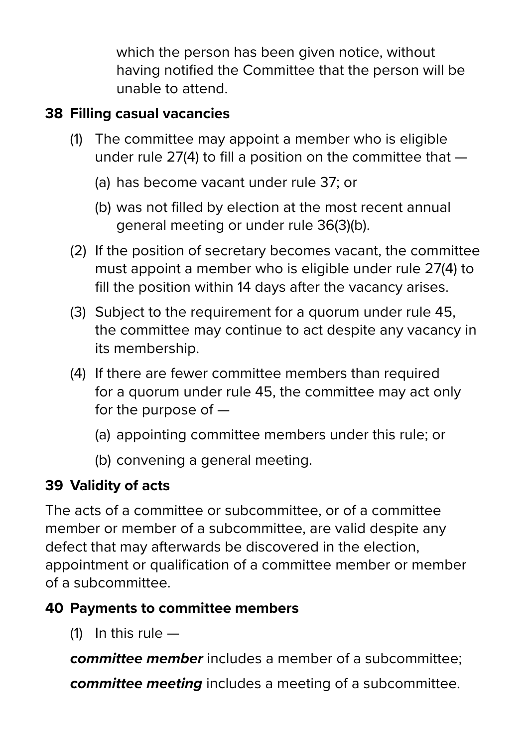which the person has been given notice, without having notified the Committee that the person will be unable to attend.

### 38 Filling casual vacancies

(1) The committee may appoint a member who is eligible under rule 27(4) to fill a position on the committee that —

(a) has become vacant under rule 37; or

(b) was not filled by election at the most recent annual general meeting or under rule 36(3)(b).

(2) If the position of secretary becomes vacant, the committee must appoint a member who is eligible under rule 27(4) to fill the position within 14 days after the vacancy arises.

(3) Subject to the requirement for a quorum under rule 45, the committee may continue to act despite any vacancy in its membership.

(4) If there are fewer committee members than required for a quorum under rule 45, the committee may act only for the purpose of —

(a) appointing committee members under this rule; or

(b) convening a general meeting.

### 39 Validity of acts

The acts of a committee or subcommittee, or of a committee member or member of a subcommittee, are valid despite any defect that may afterwards be discovered in the election, appointment or qualification of a committee member or member of a subcommittee.

### 40 Payments to committee members

(1) In this rule —

***committee member*** includes a member of a subcommittee;

***committee meeting*** includes a meeting of a subcommittee.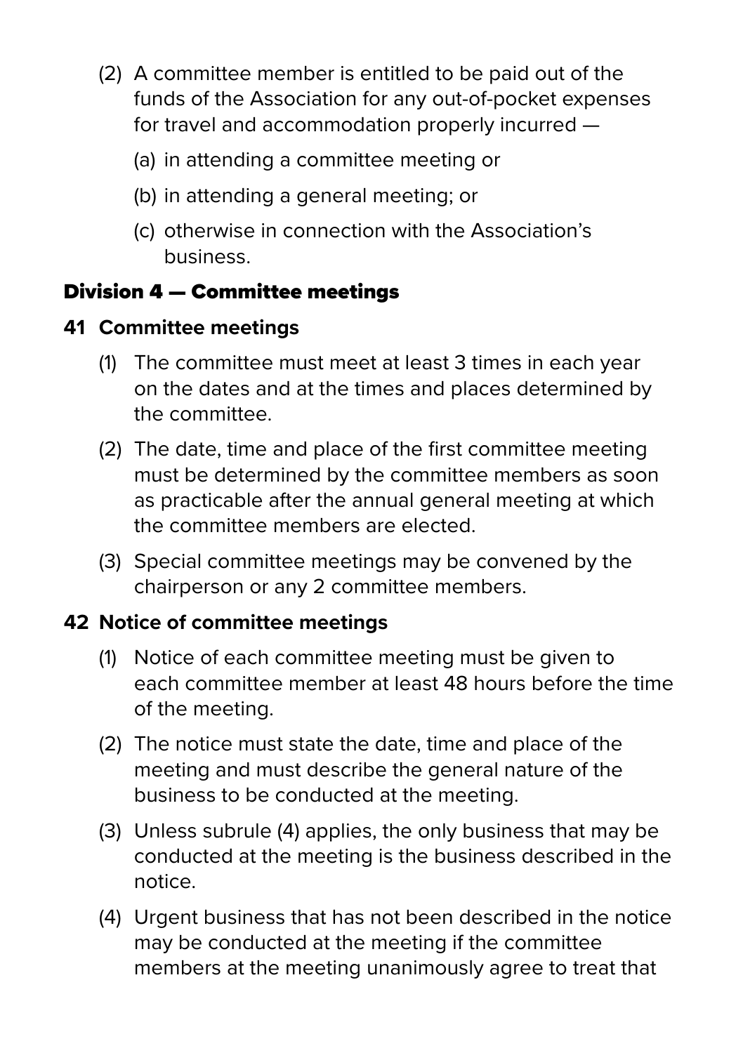(2) A committee member is entitled to be paid out of the funds of the Association for any out-of-pocket expenses for travel and accommodation properly incurred —

(a) in attending a committee meeting or

(b) in attending a general meeting; or

(c) otherwise in connection with the Association's business.

## Division 4 — Committee meetings

### 41 Committee meetings

(1) The committee must meet at least 3 times in each year on the dates and at the times and places determined by the committee.

(2) The date, time and place of the first committee meeting must be determined by the committee members as soon as practicable after the annual general meeting at which the committee members are elected.

(3) Special committee meetings may be convened by the chairperson or any 2 committee members.

### 42 Notice of committee meetings

(1) Notice of each committee meeting must be given to each committee member at least 48 hours before the time of the meeting.

(2) The notice must state the date, time and place of the meeting and must describe the general nature of the business to be conducted at the meeting.

(3) Unless subrule (4) applies, the only business that may be conducted at the meeting is the business described in the notice.

(4) Urgent business that has not been described in the notice may be conducted at the meeting if the committee members at the meeting unanimously agree to treat that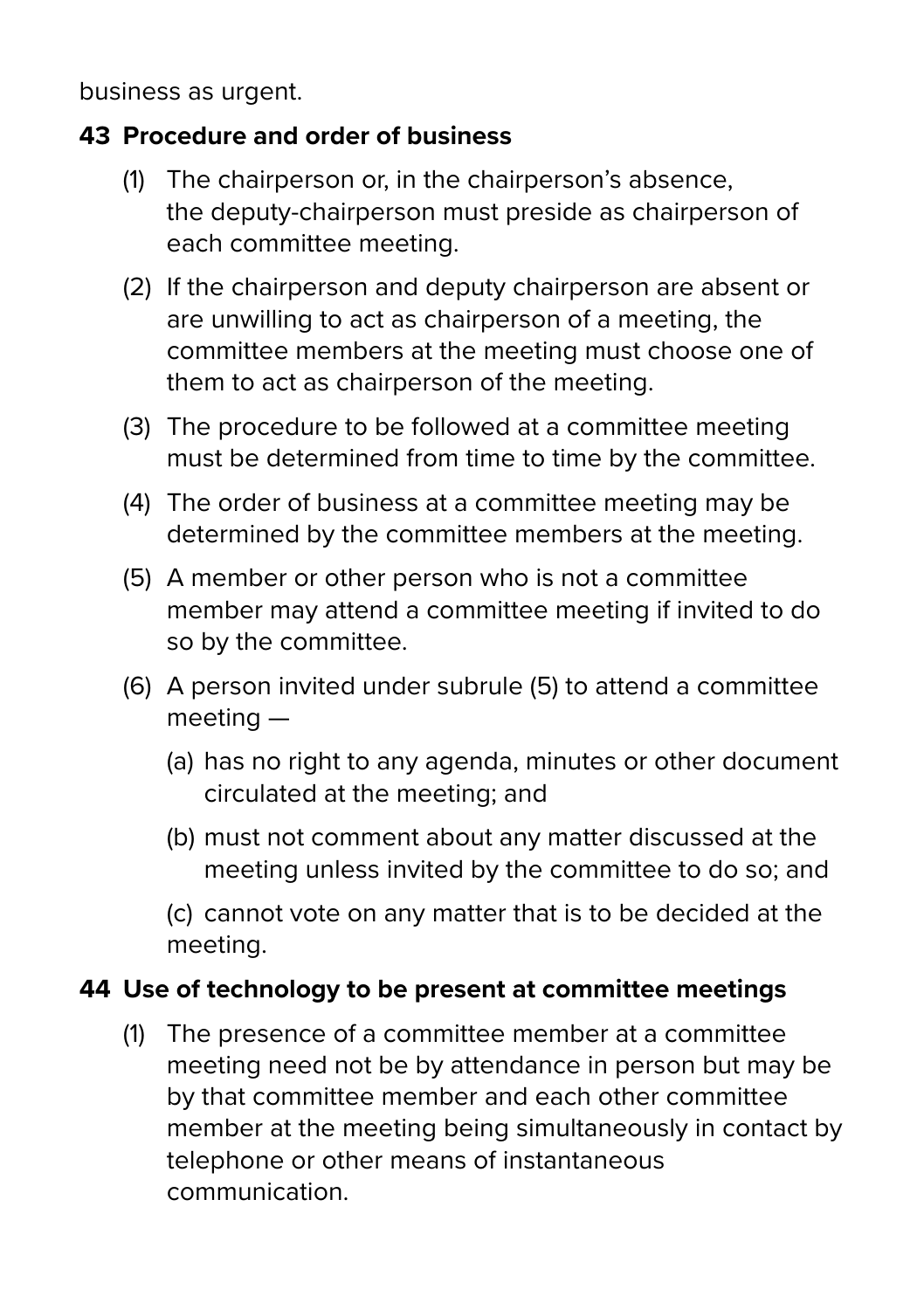business as urgent.

### 43 Procedure and order of business

(1) The chairperson or, in the chairperson's absence, the deputy-chairperson must preside as chairperson of each committee meeting.

(2) If the chairperson and deputy chairperson are absent or are unwilling to act as chairperson of a meeting, the committee members at the meeting must choose one of them to act as chairperson of the meeting.

(3) The procedure to be followed at a committee meeting must be determined from time to time by the committee.

(4) The order of business at a committee meeting may be determined by the committee members at the meeting.

(5) A member or other person who is not a committee member may attend a committee meeting if invited to do so by the committee.

(6) A person invited under subrule (5) to attend a committee meeting —

(a) has no right to any agenda, minutes or other document circulated at the meeting; and

(b) must not comment about any matter discussed at the meeting unless invited by the committee to do so; and

(c) cannot vote on any matter that is to be decided at the meeting.

### 44 Use of technology to be present at committee meetings

(1) The presence of a committee member at a committee meeting need not be by attendance in person but may be by that committee member and each other committee member at the meeting being simultaneously in contact by telephone or other means of instantaneous communication.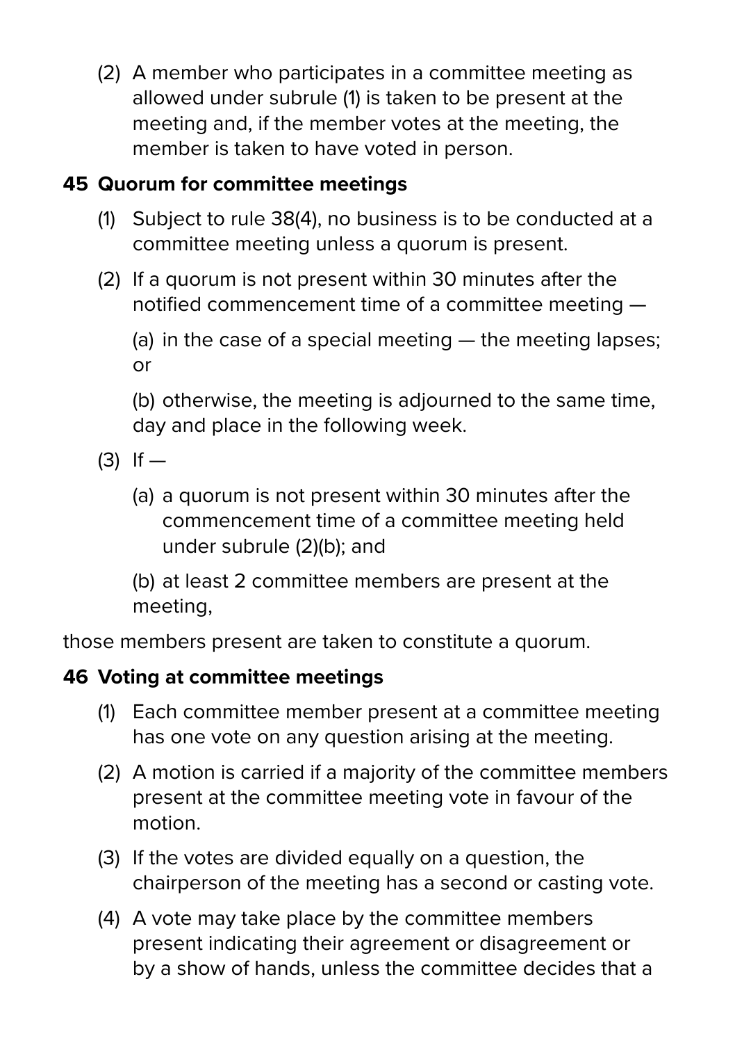(2) A member who participates in a committee meeting as allowed under subrule (1) is taken to be present at the meeting and, if the member votes at the meeting, the member is taken to have voted in person.

### 45 Quorum for committee meetings

(1) Subject to rule 38(4), no business is to be conducted at a committee meeting unless a quorum is present.

(2) If a quorum is not present within 30 minutes after the notified commencement time of a committee meeting —

(a) in the case of a special meeting — the meeting lapses; or

(b) otherwise, the meeting is adjourned to the same time, day and place in the following week.

(3) If —

(a) a quorum is not present within 30 minutes after the commencement time of a committee meeting held under subrule (2)(b); and

(b) at least 2 committee members are present at the meeting,

those members present are taken to constitute a quorum.

### 46 Voting at committee meetings

(1) Each committee member present at a committee meeting has one vote on any question arising at the meeting.

(2) A motion is carried if a majority of the committee members present at the committee meeting vote in favour of the motion.

(3) If the votes are divided equally on a question, the chairperson of the meeting has a second or casting vote.

(4) A vote may take place by the committee members present indicating their agreement or disagreement or by a show of hands, unless the committee decides that a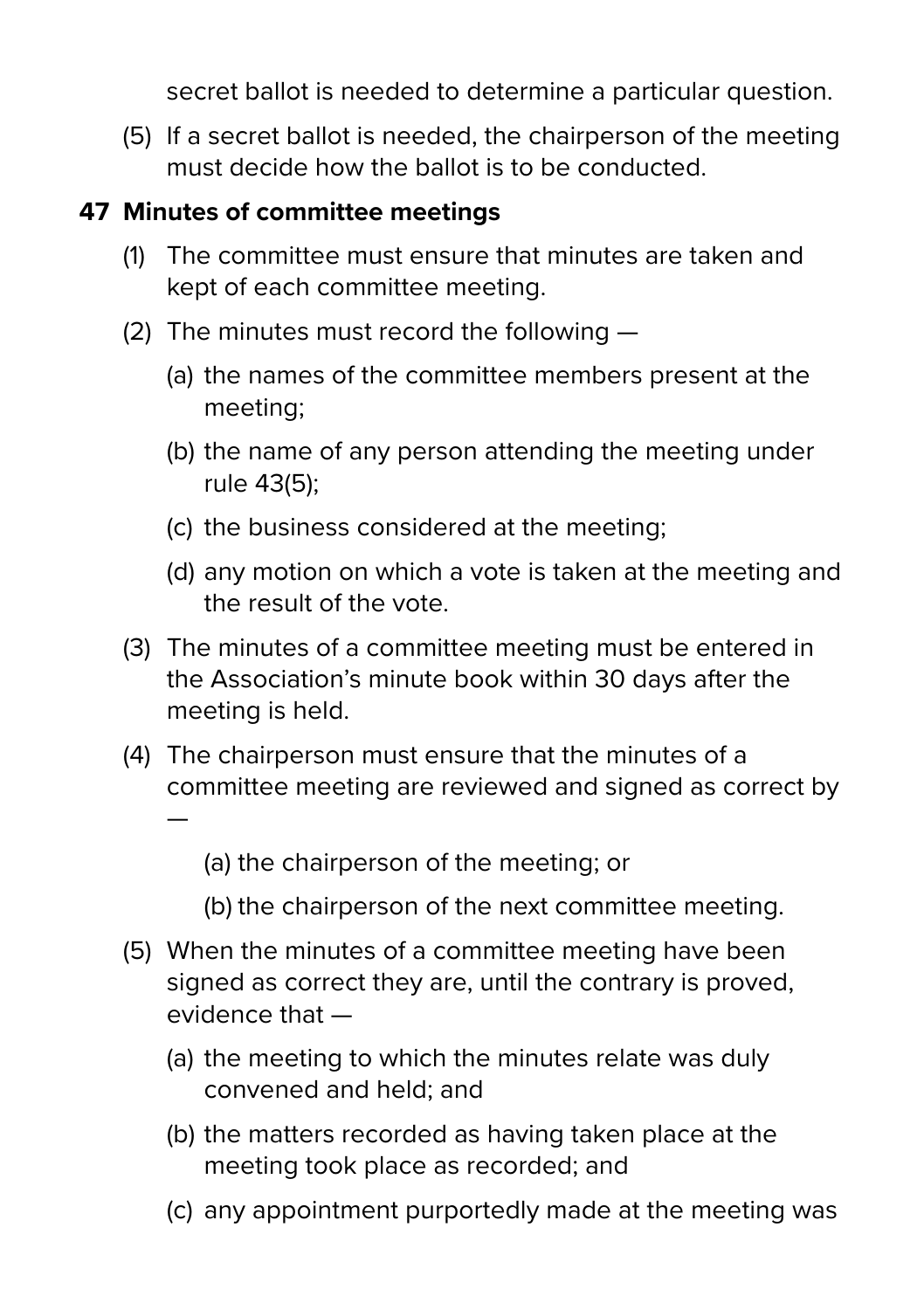secret ballot is needed to determine a particular question.

(5) If a secret ballot is needed, the chairperson of the meeting must decide how the ballot is to be conducted.

## 47 Minutes of committee meetings

(1) The committee must ensure that minutes are taken and kept of each committee meeting.

(2) The minutes must record the following —

(a) the names of the committee members present at the meeting;

(b) the name of any person attending the meeting under rule 43(5);

(c) the business considered at the meeting;

(d) any motion on which a vote is taken at the meeting and the result of the vote.

(3) The minutes of a committee meeting must be entered in the Association's minute book within 30 days after the meeting is held.

(4) The chairperson must ensure that the minutes of a committee meeting are reviewed and signed as correct by —

(a) the chairperson of the meeting; or

(b) the chairperson of the next committee meeting.

(5) When the minutes of a committee meeting have been signed as correct they are, until the contrary is proved, evidence that —

(a) the meeting to which the minutes relate was duly convened and held; and

(b) the matters recorded as having taken place at the meeting took place as recorded; and

(c) any appointment purportedly made at the meeting was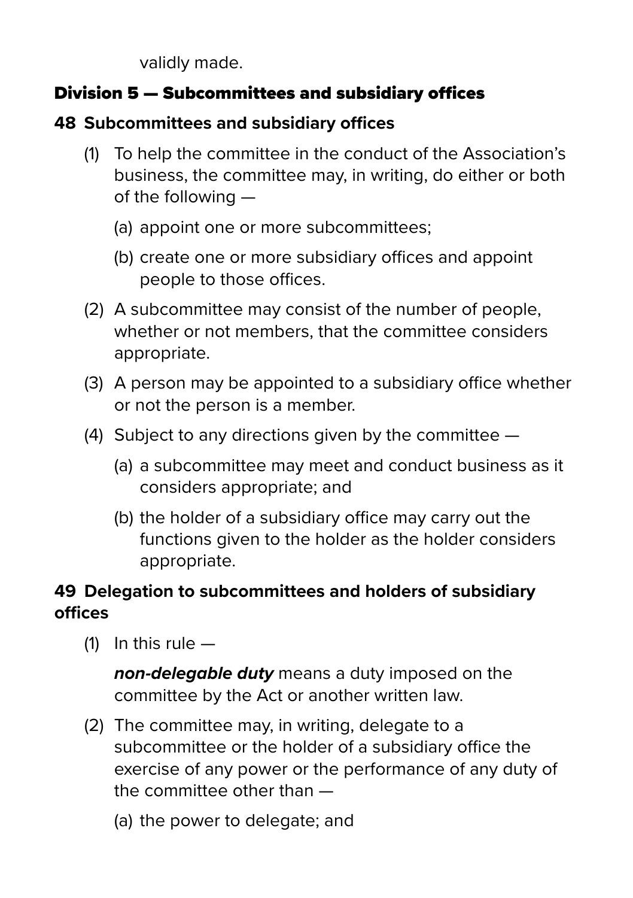validly made.

## Division 5 — Subcommittees and subsidiary offices

### 48 Subcommittees and subsidiary offices

(1) To help the committee in the conduct of the Association's business, the committee may, in writing, do either or both of the following —

(a) appoint one or more subcommittees;

(b) create one or more subsidiary offices and appoint people to those offices.

(2) A subcommittee may consist of the number of people, whether or not members, that the committee considers appropriate.

(3) A person may be appointed to a subsidiary office whether or not the person is a member.

(4) Subject to any directions given by the committee —

(a) a subcommittee may meet and conduct business as it considers appropriate; and

(b) the holder of a subsidiary office may carry out the functions given to the holder as the holder considers appropriate.

### 49 Delegation to subcommittees and holders of subsidiary offices

(1) In this rule —

***non-delegable duty*** means a duty imposed on the committee by the Act or another written law.

(2) The committee may, in writing, delegate to a subcommittee or the holder of a subsidiary office the exercise of any power or the performance of any duty of the committee other than —

(a) the power to delegate; and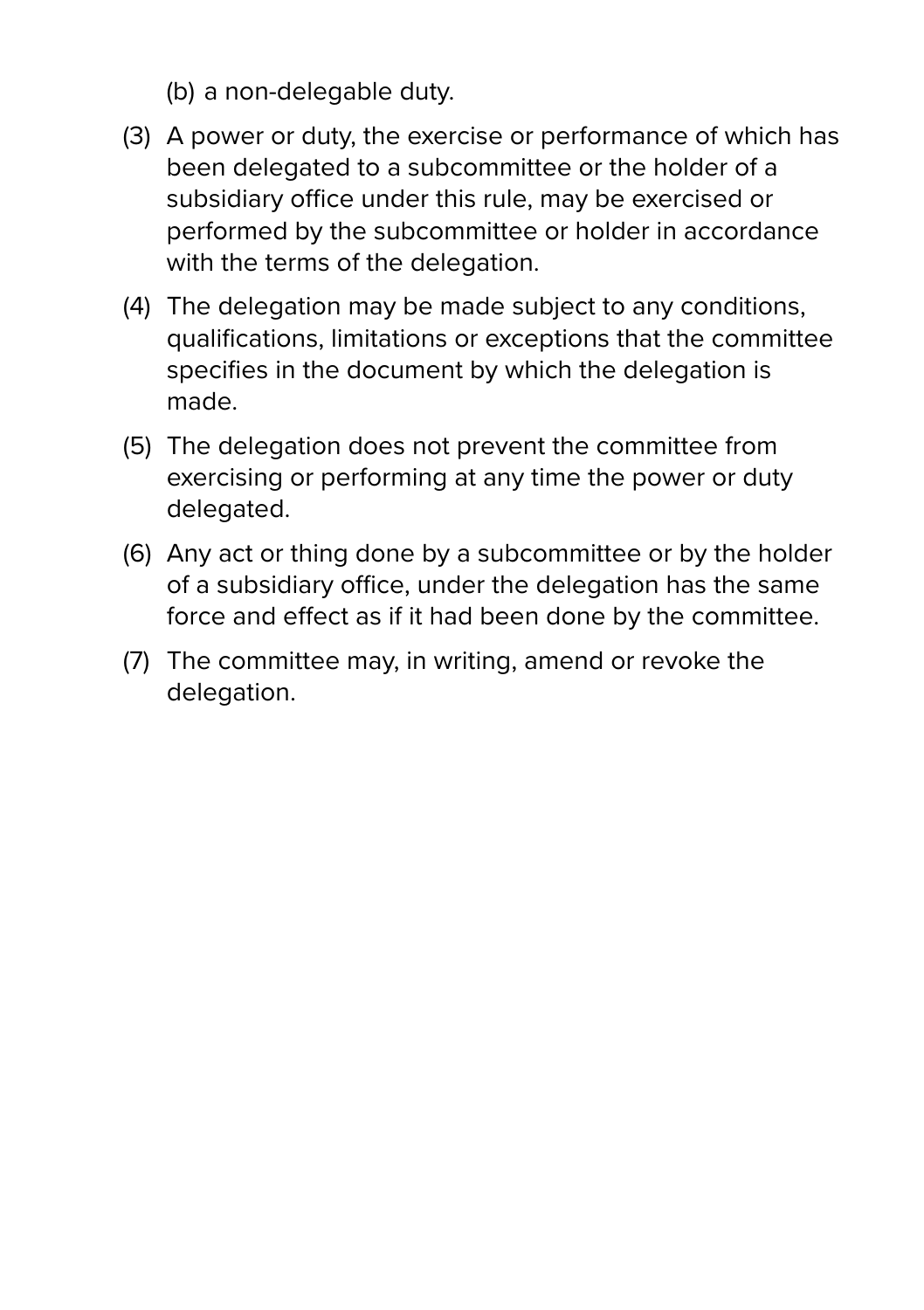(b) a non-delegable duty.

(3) A power or duty, the exercise or performance of which has been delegated to a subcommittee or the holder of a subsidiary office under this rule, may be exercised or performed by the subcommittee or holder in accordance with the terms of the delegation.

(4) The delegation may be made subject to any conditions, qualifications, limitations or exceptions that the committee specifies in the document by which the delegation is made.

(5) The delegation does not prevent the committee from exercising or performing at any time the power or duty delegated.

(6) Any act or thing done by a subcommittee or by the holder of a subsidiary office, under the delegation has the same force and effect as if it had been done by the committee.

(7) The committee may, in writing, amend or revoke the delegation.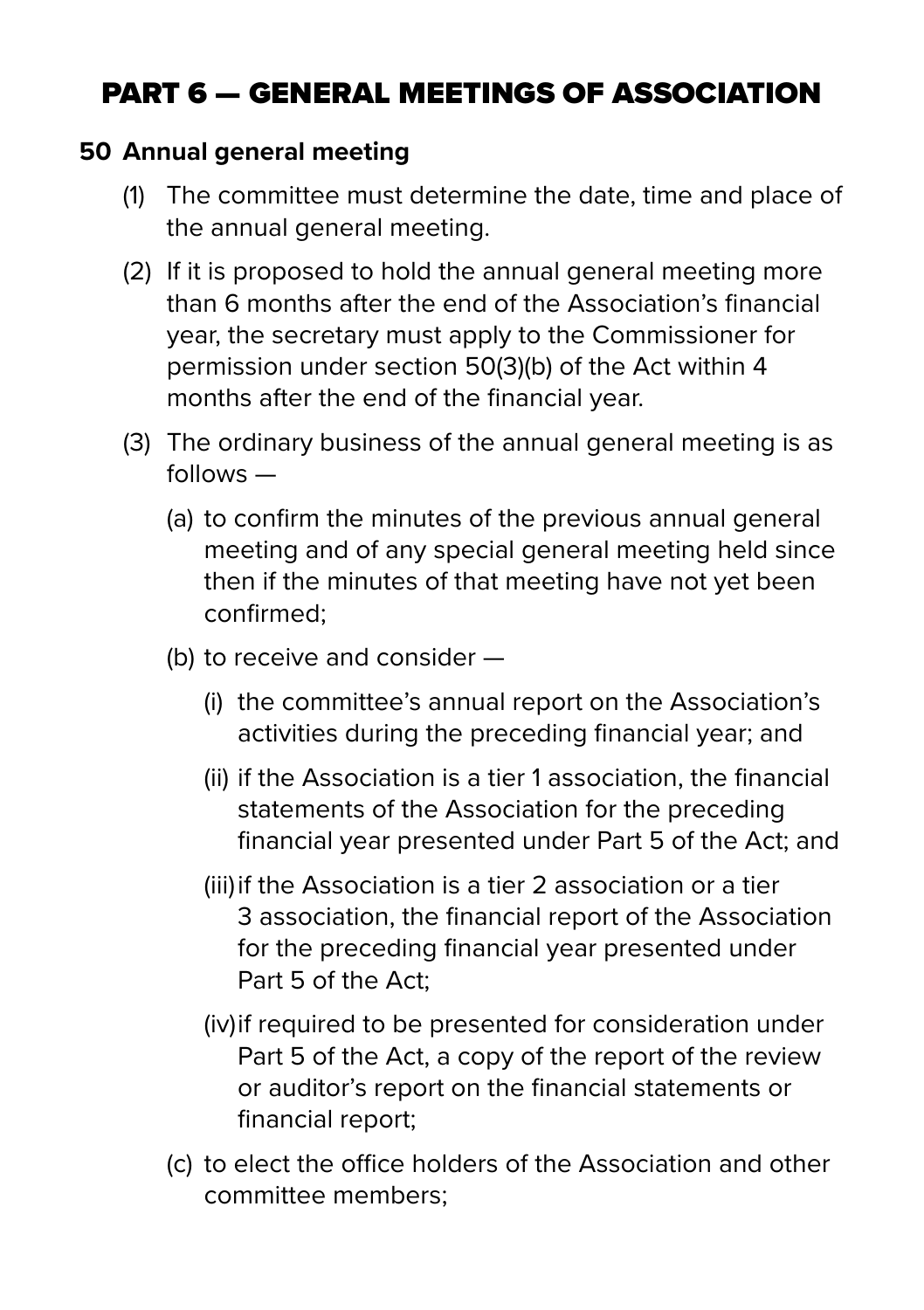# PART 6 — GENERAL MEETINGS OF ASSOCIATION

## 50 Annual general meeting

(1) The committee must determine the date, time and place of the annual general meeting.

(2) If it is proposed to hold the annual general meeting more than 6 months after the end of the Association's financial year, the secretary must apply to the Commissioner for permission under section 50(3)(b) of the Act within 4 months after the end of the financial year.

(3) The ordinary business of the annual general meeting is as follows —

(a) to confirm the minutes of the previous annual general meeting and of any special general meeting held since then if the minutes of that meeting have not yet been confirmed;

(b) to receive and consider —

(i) the committee's annual report on the Association's activities during the preceding financial year; and

(ii) if the Association is a tier 1 association, the financial statements of the Association for the preceding financial year presented under Part 5 of the Act; and

(iii) if the Association is a tier 2 association or a tier 3 association, the financial report of the Association for the preceding financial year presented under Part 5 of the Act;

(iv) if required to be presented for consideration under Part 5 of the Act, a copy of the report of the review or auditor's report on the financial statements or financial report;

(c) to elect the office holders of the Association and other committee members;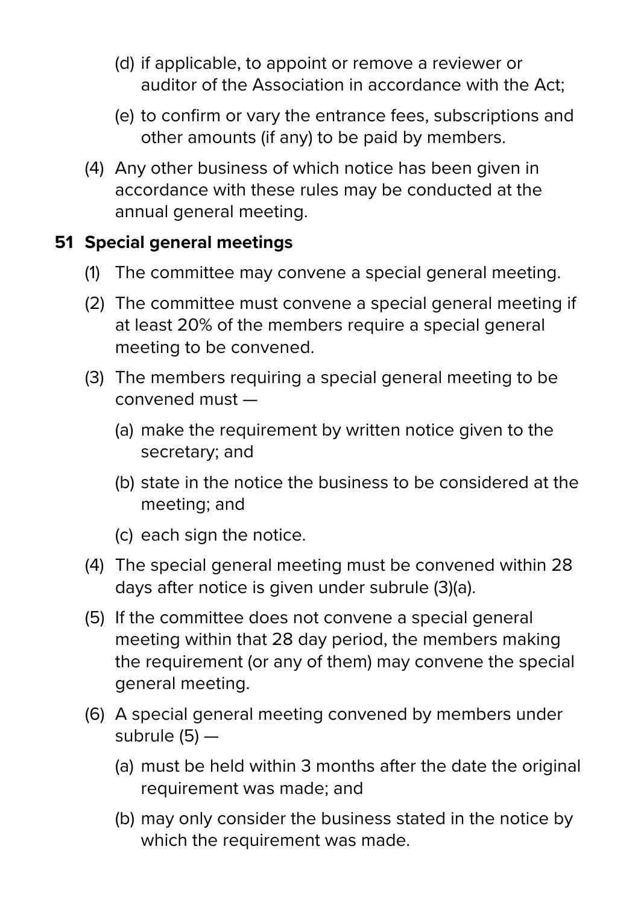(d) if applicable, to appoint or remove a reviewer or auditor of the Association in accordance with the Act;

(e) to confirm or vary the entrance fees, subscriptions and other amounts (if any) to be paid by members.

(4) Any other business of which notice has been given in accordance with these rules may be conducted at the annual general meeting.

### 51 Special general meetings

(1) The committee may convene a special general meeting.

(2) The committee must convene a special general meeting if at least 20% of the members require a special general meeting to be convened.

(3) The members requiring a special general meeting to be convened must —

(a) make the requirement by written notice given to the secretary; and

(b) state in the notice the business to be considered at the meeting; and

(c) each sign the notice.

(4) The special general meeting must be convened within 28 days after notice is given under subrule (3)(a).

(5) If the committee does not convene a special general meeting within that 28 day period, the members making the requirement (or any of them) may convene the special general meeting.

(6) A special general meeting convened by members under subrule (5) —

(a) must be held within 3 months after the date the original requirement was made; and

(b) may only consider the business stated in the notice by which the requirement was made.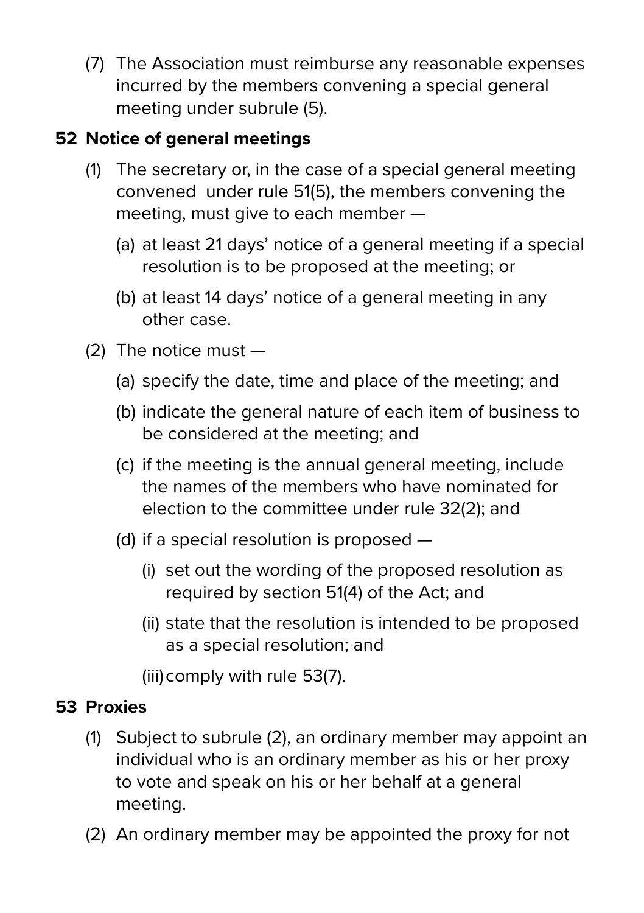(7) The Association must reimburse any reasonable expenses incurred by the members convening a special general meeting under subrule (5).

## 52 Notice of general meetings

(1) The secretary or, in the case of a special general meeting convened under rule 51(5), the members convening the meeting, must give to each member —

   (a) at least 21 days' notice of a general meeting if a special resolution is to be proposed at the meeting; or

   (b) at least 14 days' notice of a general meeting in any other case.

(2) The notice must —

   (a) specify the date, time and place of the meeting; and

   (b) indicate the general nature of each item of business to be considered at the meeting; and

   (c) if the meeting is the annual general meeting, include the names of the members who have nominated for election to the committee under rule 32(2); and

   (d) if a special resolution is proposed —

      (i) set out the wording of the proposed resolution as required by section 51(4) of the Act; and

      (ii) state that the resolution is intended to be proposed as a special resolution; and

      (iii) comply with rule 53(7).

## 53 Proxies

(1) Subject to subrule (2), an ordinary member may appoint an individual who is an ordinary member as his or her proxy to vote and speak on his or her behalf at a general meeting.

(2) An ordinary member may be appointed the proxy for not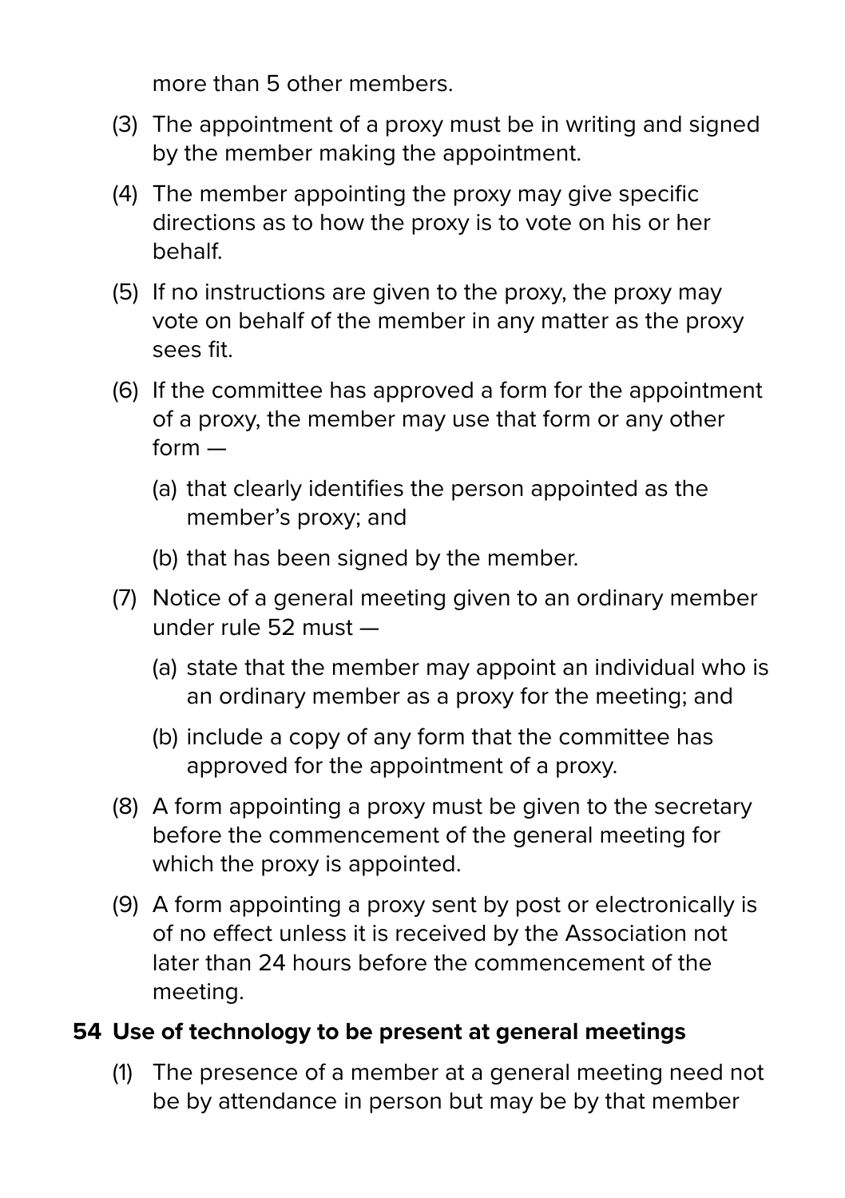more than 5 other members.

(3) The appointment of a proxy must be in writing and signed by the member making the appointment.

(4) The member appointing the proxy may give specific directions as to how the proxy is to vote on his or her behalf.

(5) If no instructions are given to the proxy, the proxy may vote on behalf of the member in any matter as the proxy sees fit.

(6) If the committee has approved a form for the appointment of a proxy, the member may use that form or any other form —

   (a) that clearly identifies the person appointed as the member's proxy; and

   (b) that has been signed by the member.

(7) Notice of a general meeting given to an ordinary member under rule 52 must —

   (a) state that the member may appoint an individual who is an ordinary member as a proxy for the meeting; and

   (b) include a copy of any form that the committee has approved for the appointment of a proxy.

(8) A form appointing a proxy must be given to the secretary before the commencement of the general meeting for which the proxy is appointed.

(9) A form appointing a proxy sent by post or electronically is of no effect unless it is received by the Association not later than 24 hours before the commencement of the meeting.

## 54 Use of technology to be present at general meetings

(1) The presence of a member at a general meeting need not be by attendance in person but may be by that member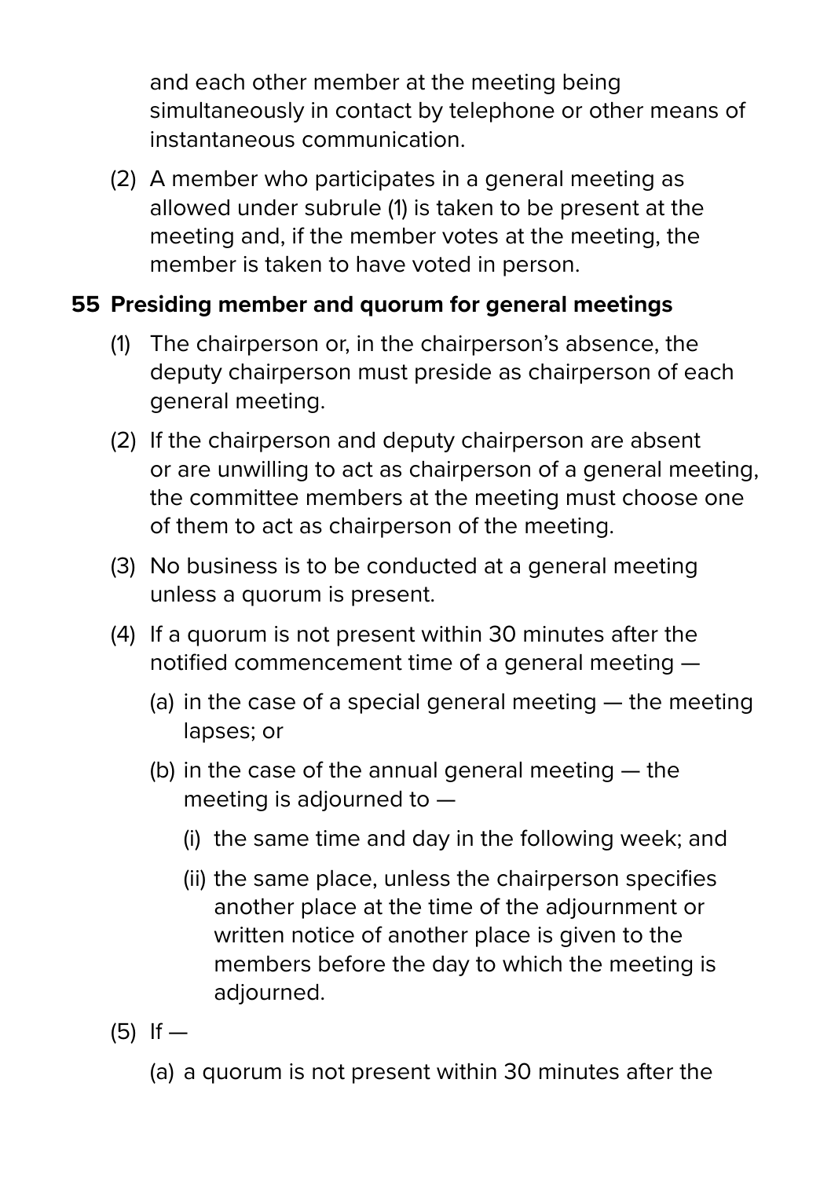and each other member at the meeting being simultaneously in contact by telephone or other means of instantaneous communication.

(2) A member who participates in a general meeting as allowed under subrule (1) is taken to be present at the meeting and, if the member votes at the meeting, the member is taken to have voted in person.

### 55 Presiding member and quorum for general meetings

(1) The chairperson or, in the chairperson's absence, the deputy chairperson must preside as chairperson of each general meeting.

(2) If the chairperson and deputy chairperson are absent or are unwilling to act as chairperson of a general meeting, the committee members at the meeting must choose one of them to act as chairperson of the meeting.

(3) No business is to be conducted at a general meeting unless a quorum is present.

(4) If a quorum is not present within 30 minutes after the notified commencement time of a general meeting —

  (a) in the case of a special general meeting — the meeting lapses; or

  (b) in the case of the annual general meeting — the meeting is adjourned to —

    (i) the same time and day in the following week; and

    (ii) the same place, unless the chairperson specifies another place at the time of the adjournment or written notice of another place is given to the members before the day to which the meeting is adjourned.

(5) If —

  (a) a quorum is not present within 30 minutes after the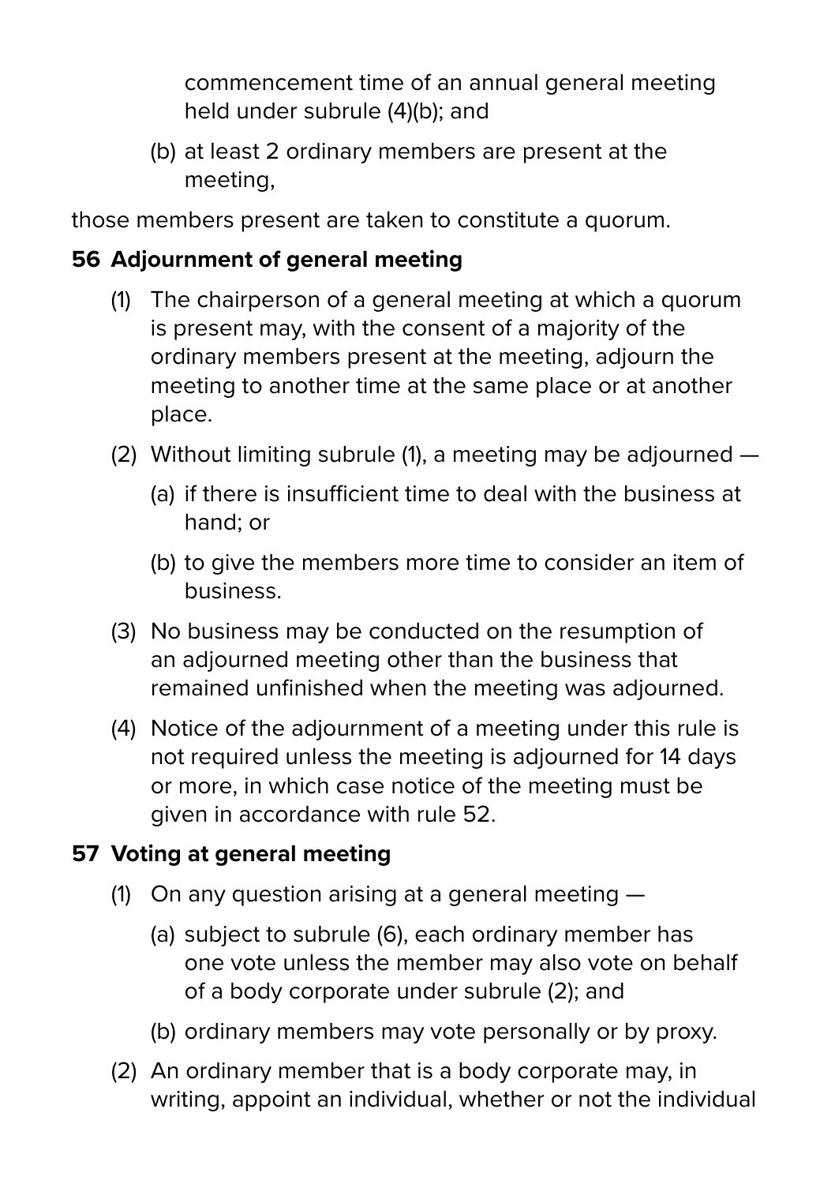commencement time of an annual general meeting held under subrule (4)(b); and

(b) at least 2 ordinary members are present at the meeting,

those members present are taken to constitute a quorum.

### 56 Adjournment of general meeting

(1) The chairperson of a general meeting at which a quorum is present may, with the consent of a majority of the ordinary members present at the meeting, adjourn the meeting to another time at the same place or at another place.

(2) Without limiting subrule (1), a meeting may be adjourned —

(a) if there is insufficient time to deal with the business at hand; or

(b) to give the members more time to consider an item of business.

(3) No business may be conducted on the resumption of an adjourned meeting other than the business that remained unfinished when the meeting was adjourned.

(4) Notice of the adjournment of a meeting under this rule is not required unless the meeting is adjourned for 14 days or more, in which case notice of the meeting must be given in accordance with rule 52.

### 57 Voting at general meeting

(1) On any question arising at a general meeting —

(a) subject to subrule (6), each ordinary member has one vote unless the member may also vote on behalf of a body corporate under subrule (2); and

(b) ordinary members may vote personally or by proxy.

(2) An ordinary member that is a body corporate may, in writing, appoint an individual, whether or not the individual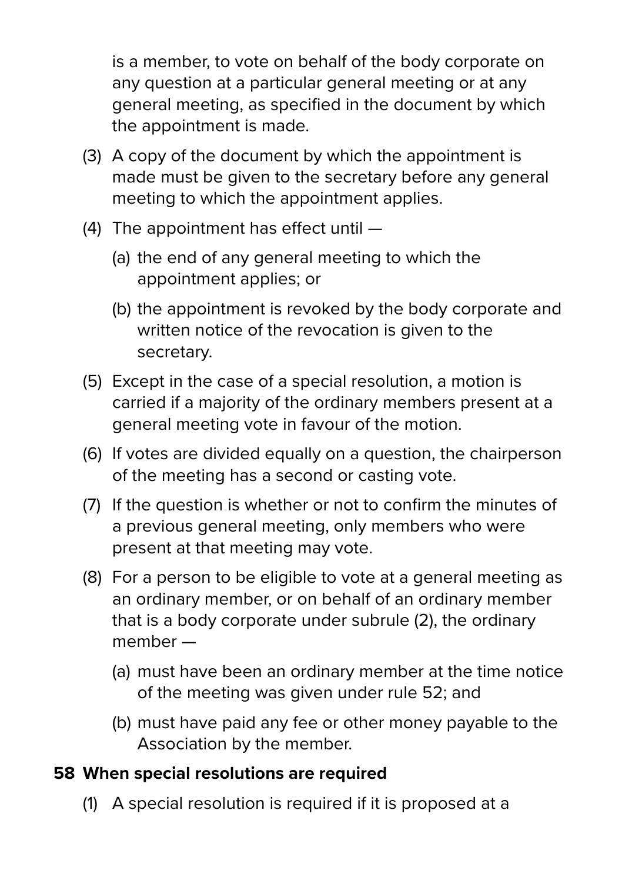is a member, to vote on behalf of the body corporate on any question at a particular general meeting or at any general meeting, as specified in the document by which the appointment is made.

(3) A copy of the document by which the appointment is made must be given to the secretary before any general meeting to which the appointment applies.

(4) The appointment has effect until —

(a) the end of any general meeting to which the appointment applies; or

(b) the appointment is revoked by the body corporate and written notice of the revocation is given to the secretary.

(5) Except in the case of a special resolution, a motion is carried if a majority of the ordinary members present at a general meeting vote in favour of the motion.

(6) If votes are divided equally on a question, the chairperson of the meeting has a second or casting vote.

(7) If the question is whether or not to confirm the minutes of a previous general meeting, only members who were present at that meeting may vote.

(8) For a person to be eligible to vote at a general meeting as an ordinary member, or on behalf of an ordinary member that is a body corporate under subrule (2), the ordinary member —

(a) must have been an ordinary member at the time notice of the meeting was given under rule 52; and

(b) must have paid any fee or other money payable to the Association by the member.

### 58 When special resolutions are required

(1) A special resolution is required if it is proposed at a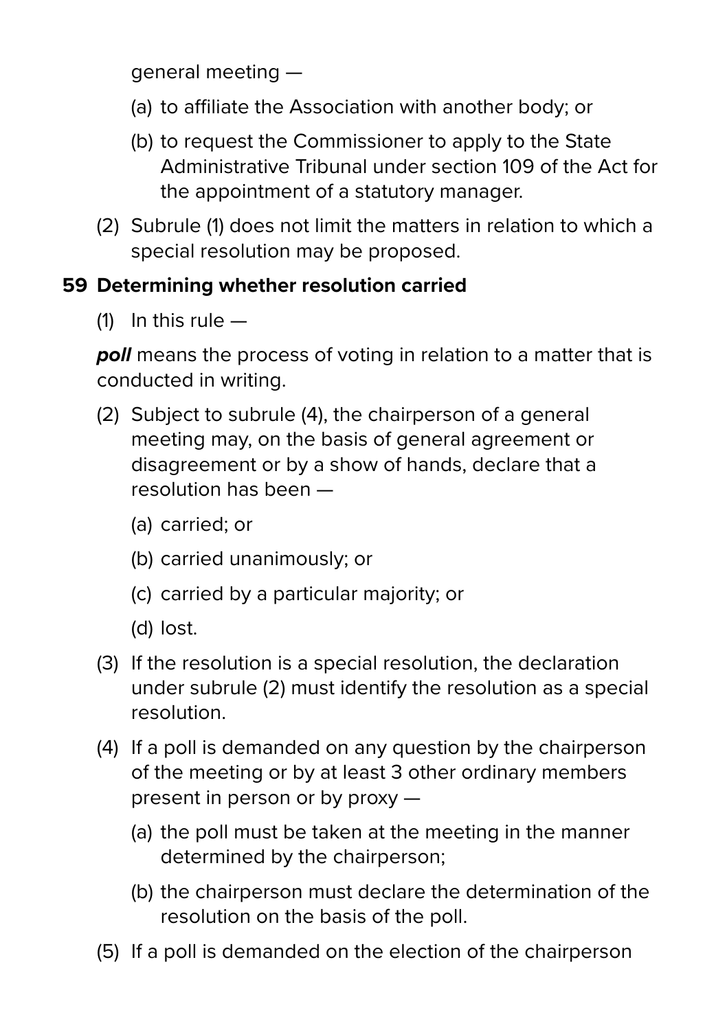general meeting —

(a) to affiliate the Association with another body; or

(b) to request the Commissioner to apply to the State Administrative Tribunal under section 109 of the Act for the appointment of a statutory manager.

(2) Subrule (1) does not limit the matters in relation to which a special resolution may be proposed.

### 59 Determining whether resolution carried

(1) In this rule —

***poll*** means the process of voting in relation to a matter that is conducted in writing.

(2) Subject to subrule (4), the chairperson of a general meeting may, on the basis of general agreement or disagreement or by a show of hands, declare that a resolution has been —

(a) carried; or

(b) carried unanimously; or

(c) carried by a particular majority; or

(d) lost.

(3) If the resolution is a special resolution, the declaration under subrule (2) must identify the resolution as a special resolution.

(4) If a poll is demanded on any question by the chairperson of the meeting or by at least 3 other ordinary members present in person or by proxy —

(a) the poll must be taken at the meeting in the manner determined by the chairperson;

(b) the chairperson must declare the determination of the resolution on the basis of the poll.

(5) If a poll is demanded on the election of the chairperson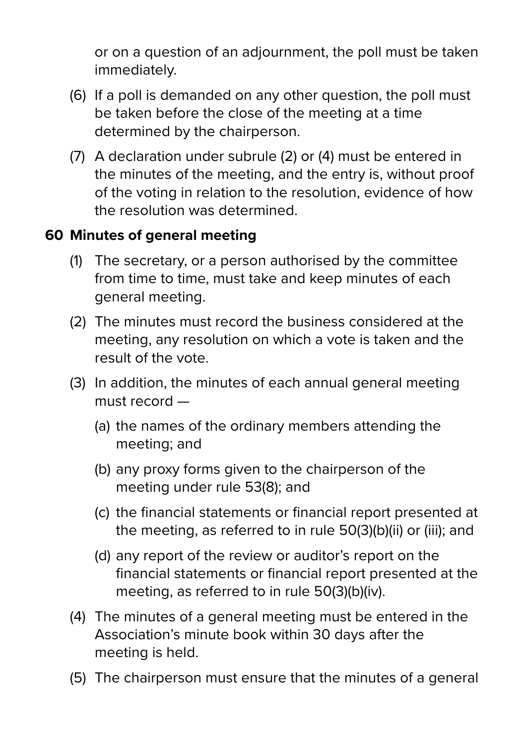or on a question of an adjournment, the poll must be taken immediately.

(6) If a poll is demanded on any other question, the poll must be taken before the close of the meeting at a time determined by the chairperson.

(7) A declaration under subrule (2) or (4) must be entered in the minutes of the meeting, and the entry is, without proof of the voting in relation to the resolution, evidence of how the resolution was determined.

### 60 Minutes of general meeting

(1) The secretary, or a person authorised by the committee from time to time, must take and keep minutes of each general meeting.

(2) The minutes must record the business considered at the meeting, any resolution on which a vote is taken and the result of the vote.

(3) In addition, the minutes of each annual general meeting must record —

(a) the names of the ordinary members attending the meeting; and

(b) any proxy forms given to the chairperson of the meeting under rule 53(8); and

(c) the financial statements or financial report presented at the meeting, as referred to in rule 50(3)(b)(ii) or (iii); and

(d) any report of the review or auditor's report on the financial statements or financial report presented at the meeting, as referred to in rule 50(3)(b)(iv).

(4) The minutes of a general meeting must be entered in the Association's minute book within 30 days after the meeting is held.

(5) The chairperson must ensure that the minutes of a general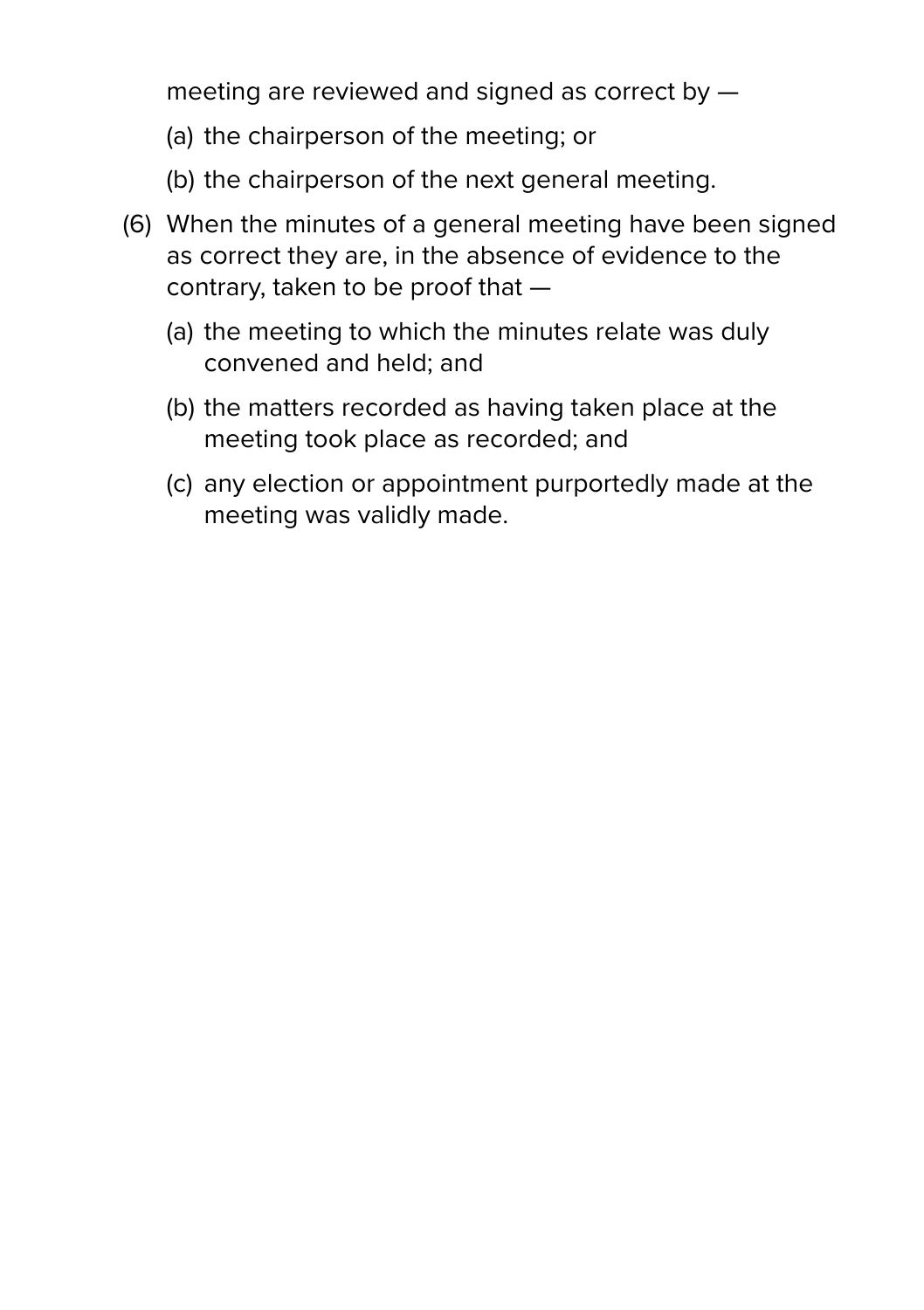meeting are reviewed and signed as correct by —

(a) the chairperson of the meeting; or

(b) the chairperson of the next general meeting.

(6) When the minutes of a general meeting have been signed as correct they are, in the absence of evidence to the contrary, taken to be proof that —

(a) the meeting to which the minutes relate was duly convened and held; and

(b) the matters recorded as having taken place at the meeting took place as recorded; and

(c) any election or appointment purportedly made at the meeting was validly made.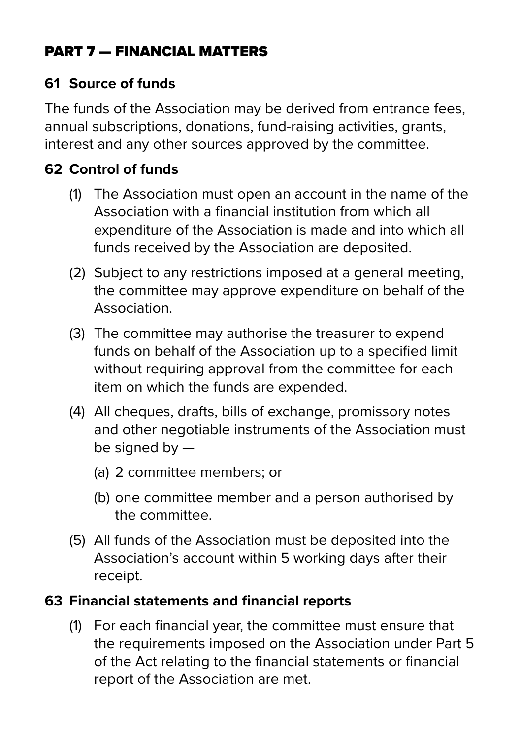## PART 7 — FINANCIAL MATTERS

### 61 Source of funds

The funds of the Association may be derived from entrance fees, annual subscriptions, donations, fund-raising activities, grants, interest and any other sources approved by the committee.

### 62 Control of funds

(1) The Association must open an account in the name of the Association with a financial institution from which all expenditure of the Association is made and into which all funds received by the Association are deposited.

(2) Subject to any restrictions imposed at a general meeting, the committee may approve expenditure on behalf of the Association.

(3) The committee may authorise the treasurer to expend funds on behalf of the Association up to a specified limit without requiring approval from the committee for each item on which the funds are expended.

(4) All cheques, drafts, bills of exchange, promissory notes and other negotiable instruments of the Association must be signed by —

   (a) 2 committee members; or

   (b) one committee member and a person authorised by the committee.

(5) All funds of the Association must be deposited into the Association's account within 5 working days after their receipt.

### 63 Financial statements and financial reports

(1) For each financial year, the committee must ensure that the requirements imposed on the Association under Part 5 of the Act relating to the financial statements or financial report of the Association are met.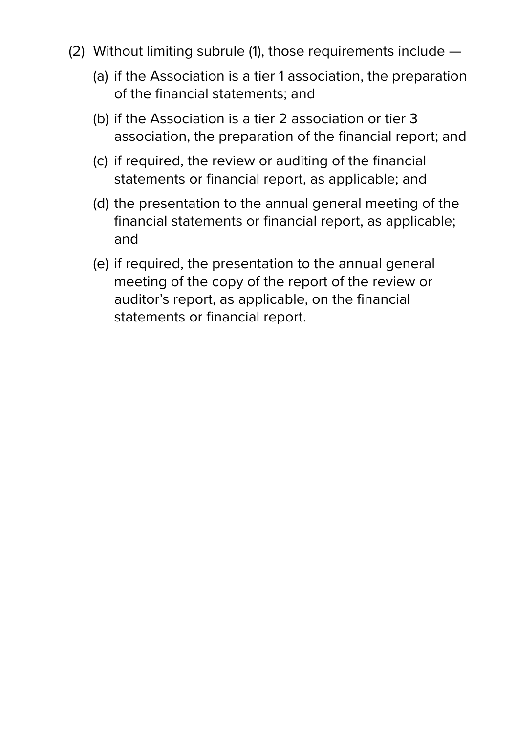(2) Without limiting subrule (1), those requirements include —

(a) if the Association is a tier 1 association, the preparation of the financial statements; and

(b) if the Association is a tier 2 association or tier 3 association, the preparation of the financial report; and

(c) if required, the review or auditing of the financial statements or financial report, as applicable; and

(d) the presentation to the annual general meeting of the financial statements or financial report, as applicable; and

(e) if required, the presentation to the annual general meeting of the copy of the report of the review or auditor's report, as applicable, on the financial statements or financial report.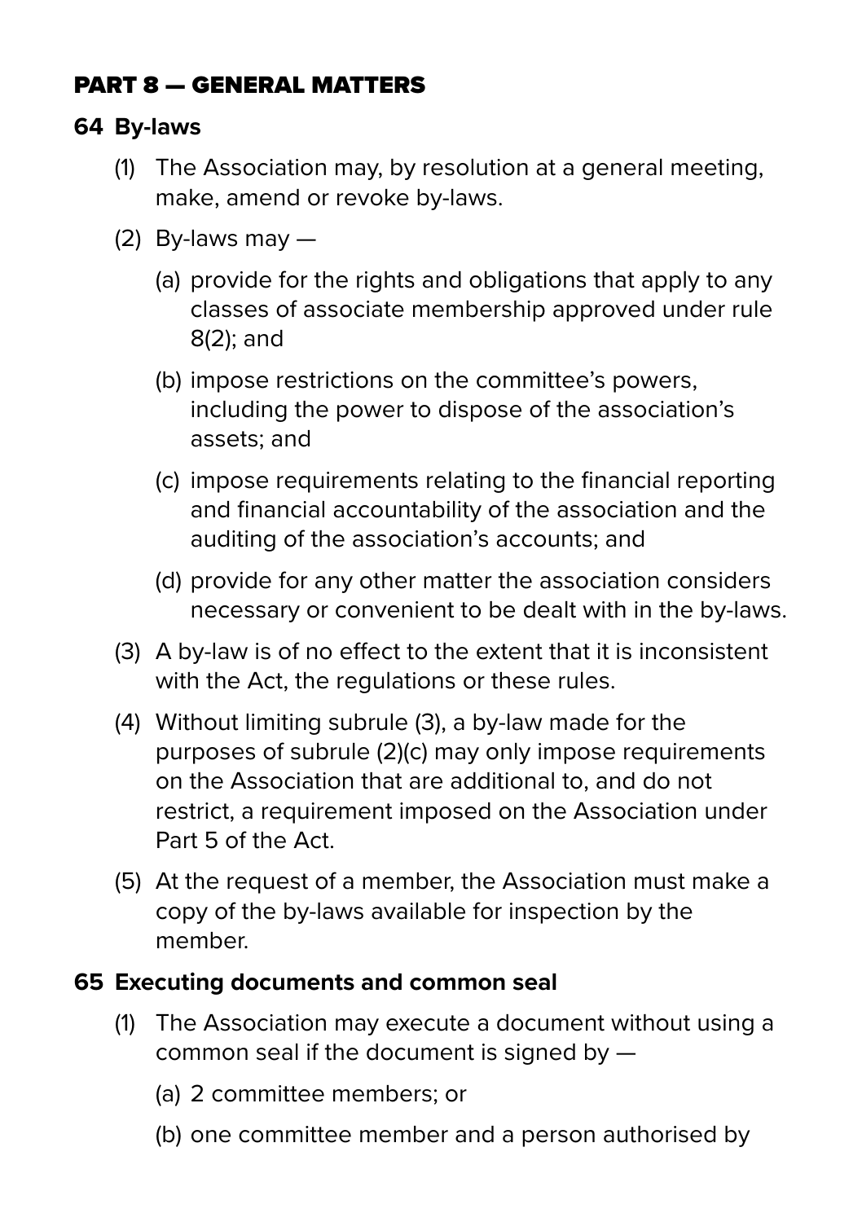## PART 8 — GENERAL MATTERS

### 64 By-laws

(1) The Association may, by resolution at a general meeting, make, amend or revoke by-laws.

(2) By-laws may —

(a) provide for the rights and obligations that apply to any classes of associate membership approved under rule 8(2); and

(b) impose restrictions on the committee's powers, including the power to dispose of the association's assets; and

(c) impose requirements relating to the financial reporting and financial accountability of the association and the auditing of the association's accounts; and

(d) provide for any other matter the association considers necessary or convenient to be dealt with in the by-laws.

(3) A by-law is of no effect to the extent that it is inconsistent with the Act, the regulations or these rules.

(4) Without limiting subrule (3), a by-law made for the purposes of subrule (2)(c) may only impose requirements on the Association that are additional to, and do not restrict, a requirement imposed on the Association under Part 5 of the Act.

(5) At the request of a member, the Association must make a copy of the by-laws available for inspection by the member.

### 65 Executing documents and common seal

(1) The Association may execute a document without using a common seal if the document is signed by —

(a) 2 committee members; or

(b) one committee member and a person authorised by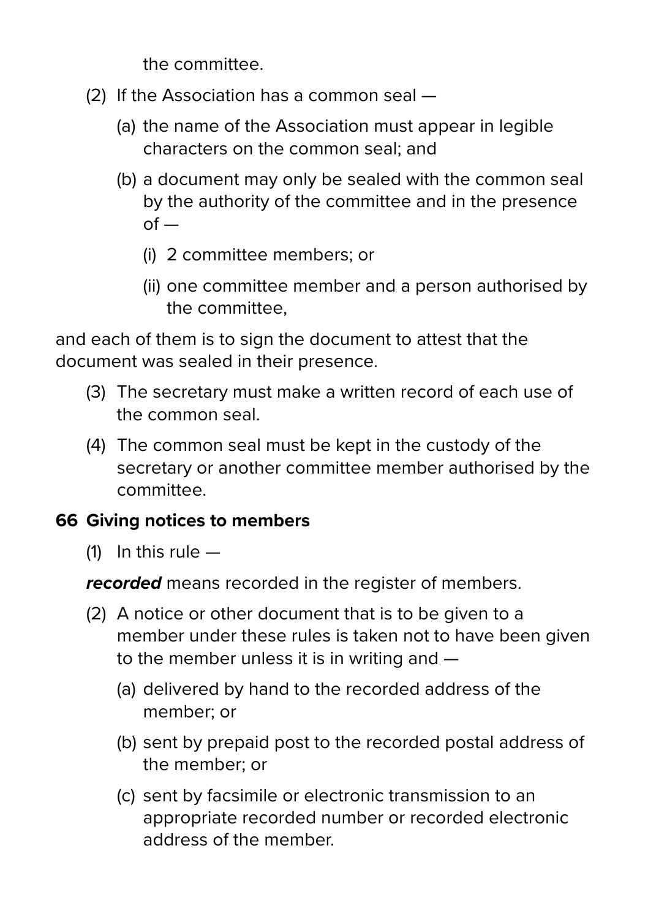the committee.

(2) If the Association has a common seal —

(a) the name of the Association must appear in legible characters on the common seal; and

(b) a document may only be sealed with the common seal by the authority of the committee and in the presence of —

(i) 2 committee members; or

(ii) one committee member and a person authorised by the committee,

and each of them is to sign the document to attest that the document was sealed in their presence.

(3) The secretary must make a written record of each use of the common seal.

(4) The common seal must be kept in the custody of the secretary or another committee member authorised by the committee.

**66 Giving notices to members**

(1) In this rule —

***recorded*** means recorded in the register of members.

(2) A notice or other document that is to be given to a member under these rules is taken not to have been given to the member unless it is in writing and —

(a) delivered by hand to the recorded address of the member; or

(b) sent by prepaid post to the recorded postal address of the member; or

(c) sent by facsimile or electronic transmission to an appropriate recorded number or recorded electronic address of the member.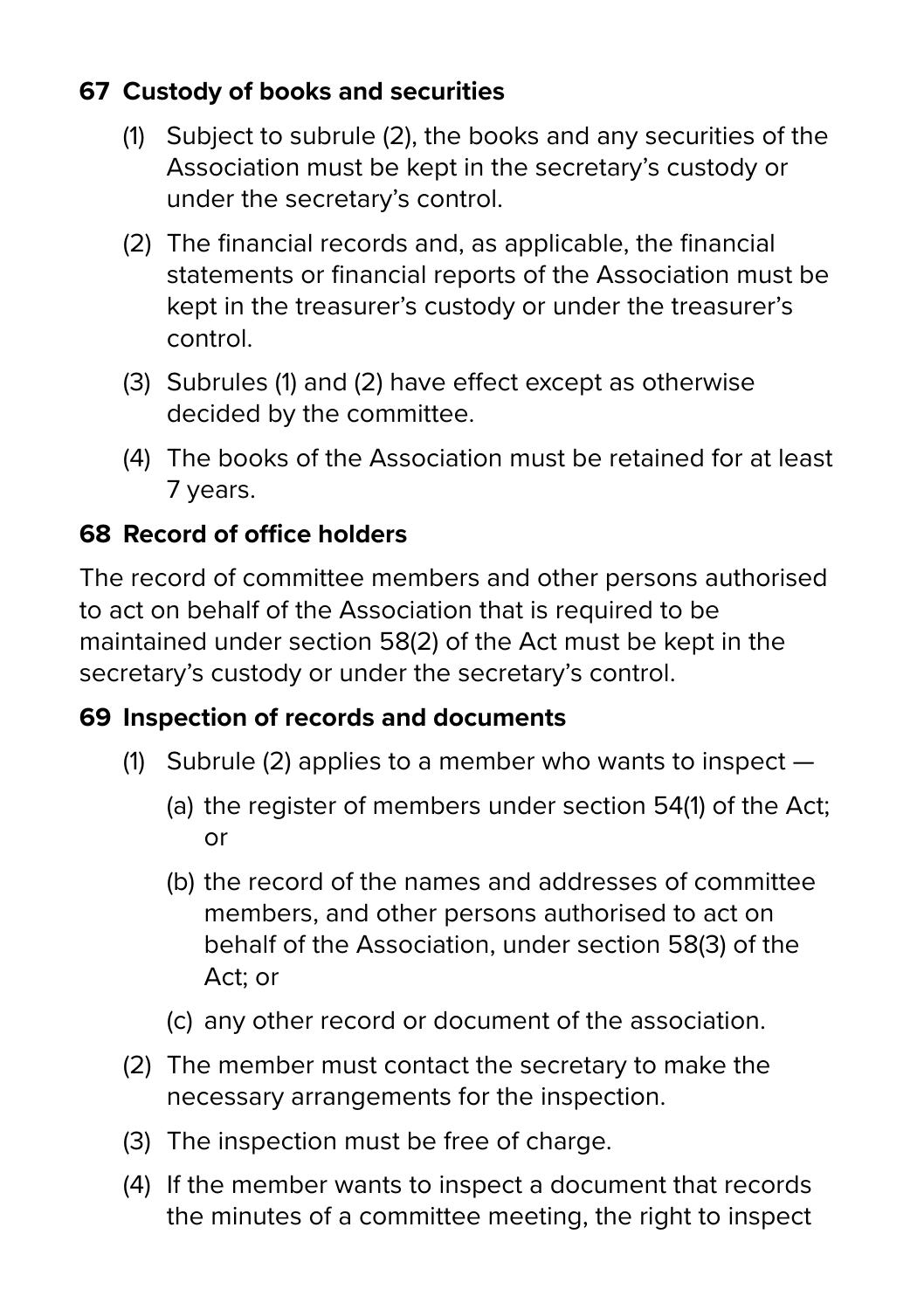### 67 Custody of books and securities

(1) Subject to subrule (2), the books and any securities of the Association must be kept in the secretary's custody or under the secretary's control.

(2) The financial records and, as applicable, the financial statements or financial reports of the Association must be kept in the treasurer's custody or under the treasurer's control.

(3) Subrules (1) and (2) have effect except as otherwise decided by the committee.

(4) The books of the Association must be retained for at least 7 years.

### 68 Record of office holders

The record of committee members and other persons authorised to act on behalf of the Association that is required to be maintained under section 58(2) of the Act must be kept in the secretary's custody or under the secretary's control.

### 69 Inspection of records and documents

(1) Subrule (2) applies to a member who wants to inspect —

(a) the register of members under section 54(1) of the Act; or

(b) the record of the names and addresses of committee members, and other persons authorised to act on behalf of the Association, under section 58(3) of the Act; or

(c) any other record or document of the association.

(2) The member must contact the secretary to make the necessary arrangements for the inspection.

(3) The inspection must be free of charge.

(4) If the member wants to inspect a document that records the minutes of a committee meeting, the right to inspect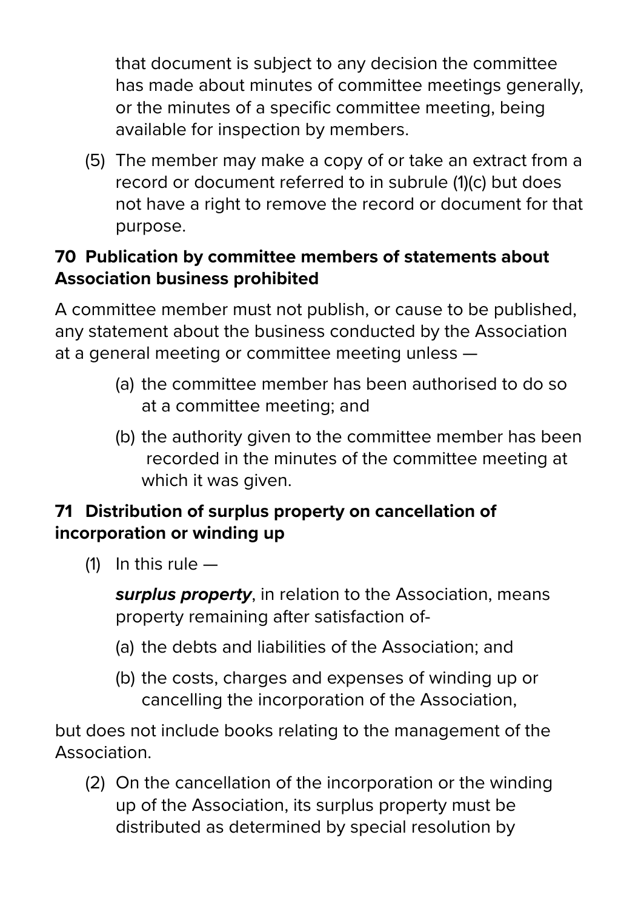that document is subject to any decision the committee has made about minutes of committee meetings generally, or the minutes of a specific committee meeting, being available for inspection by members.

(5) The member may make a copy of or take an extract from a record or document referred to in subrule (1)(c) but does not have a right to remove the record or document for that purpose.

### 70 Publication by committee members of statements about Association business prohibited

A committee member must not publish, or cause to be published, any statement about the business conducted by the Association at a general meeting or committee meeting unless —

(a) the committee member has been authorised to do so at a committee meeting; and

(b) the authority given to the committee member has been recorded in the minutes of the committee meeting at which it was given.

### 71 Distribution of surplus property on cancellation of incorporation or winding up

(1) In this rule —

***surplus property***, in relation to the Association, means property remaining after satisfaction of-

(a) the debts and liabilities of the Association; and

(b) the costs, charges and expenses of winding up or cancelling the incorporation of the Association,

but does not include books relating to the management of the Association.

(2) On the cancellation of the incorporation or the winding up of the Association, its surplus property must be distributed as determined by special resolution by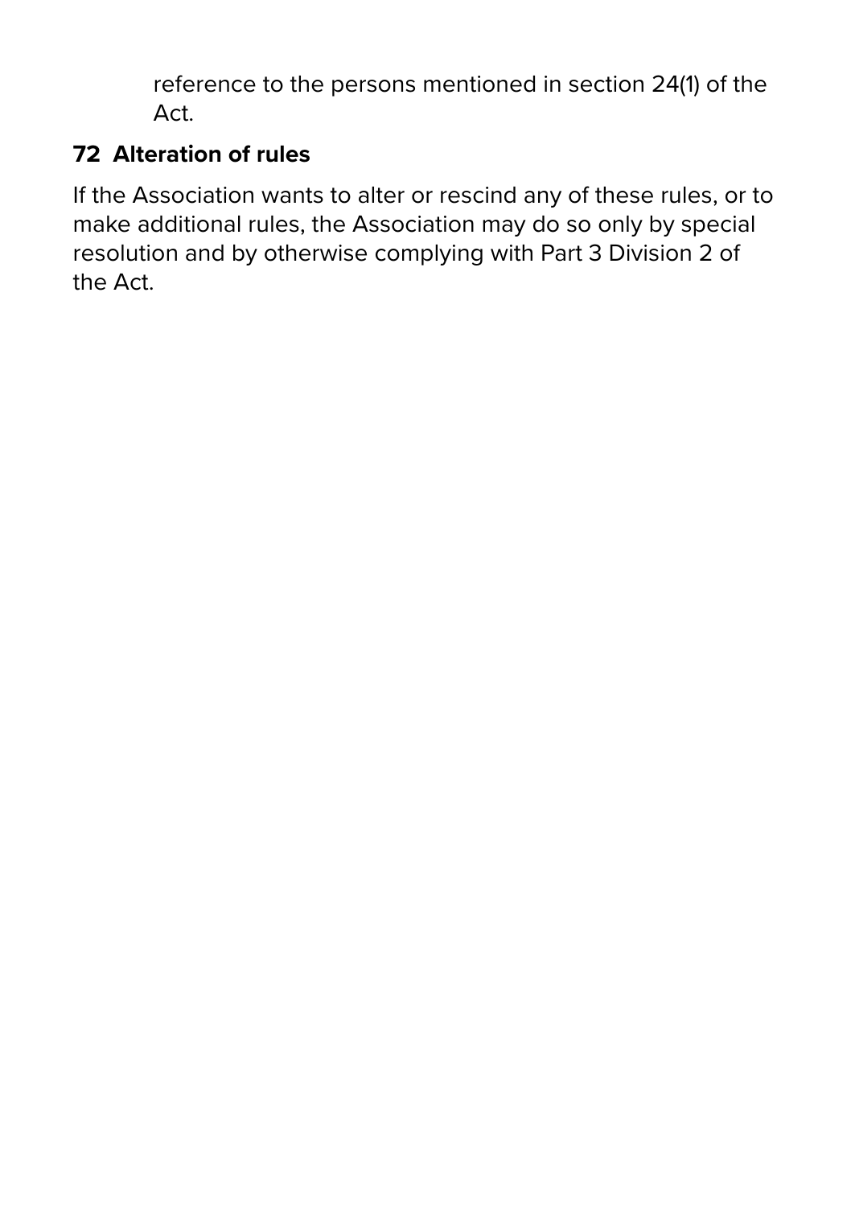reference to the persons mentioned in section 24(1) of the Act.

### 72 Alteration of rules

If the Association wants to alter or rescind any of these rules, or to make additional rules, the Association may do so only by special resolution and by otherwise complying with Part 3 Division 2 of the Act.